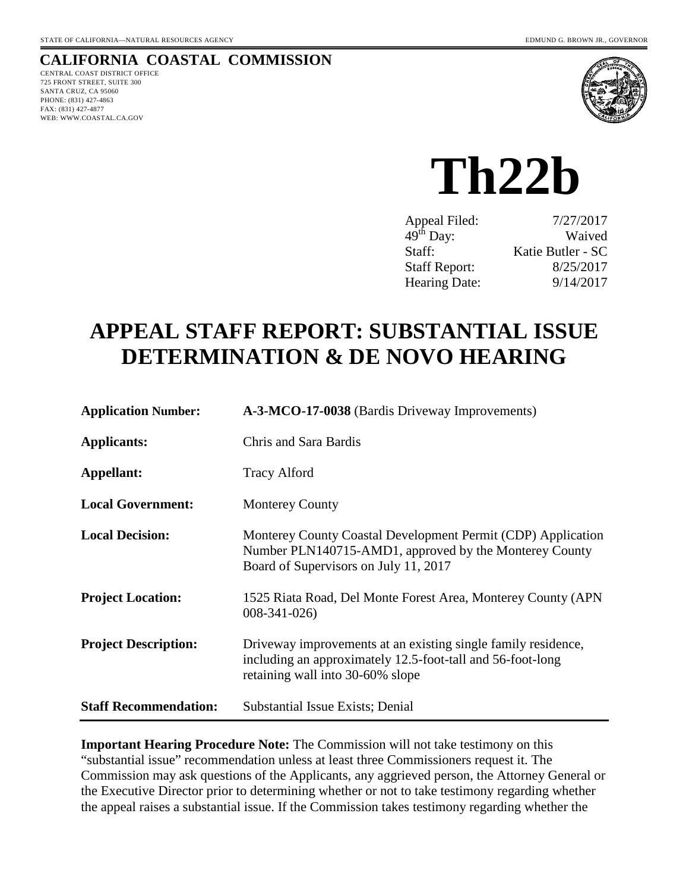STATE OF CALIFORNIA—NATURAL RESOURCES AGENCY EDMUND G. BROWN JR., GOVERNOR

**CALIFORNIA COASTAL COMMISSION**
CENTRAL COAST DISTRICT OFFICE
725 FRONT STREET, SUITE 300
SANTA CRUZ, CA 95060
PHONE: (831) 427-4863
FAX: (831) 427-4877
WEB: WWW.COASTAL.CA.GOV

# Th22b

| | |
|---|---|
| Appeal Filed: | 7/27/2017 |
| 49th Day: | Waived |
| Staff: | Katie Butler - SC |
| Staff Report: | 8/25/2017 |
| Hearing Date: | 9/14/2017 |

# APPEAL STAFF REPORT: SUBSTANTIAL ISSUE DETERMINATION & DE NOVO HEARING

| | |
|---|---|
| **Application Number:** | **A-3-MCO-17-0038** (Bardis Driveway Improvements) |
| **Applicants:** | Chris and Sara Bardis |
| **Appellant:** | Tracy Alford |
| **Local Government:** | Monterey County |
| **Local Decision:** | Monterey County Coastal Development Permit (CDP) Application Number PLN140715-AMD1, approved by the Monterey County Board of Supervisors on July 11, 2017 |
| **Project Location:** | 1525 Riata Road, Del Monte Forest Area, Monterey County (APN 008-341-026) |
| **Project Description:** | Driveway improvements at an existing single family residence, including an approximately 12.5-foot-tall and 56-foot-long retaining wall into 30-60% slope |
| **Staff Recommendation:** | Substantial Issue Exists; Denial |

**Important Hearing Procedure Note:** The Commission will not take testimony on this "substantial issue" recommendation unless at least three Commissioners request it. The Commission may ask questions of the Applicants, any aggrieved person, the Attorney General or the Executive Director prior to determining whether or not to take testimony regarding whether the appeal raises a substantial issue. If the Commission takes testimony regarding whether the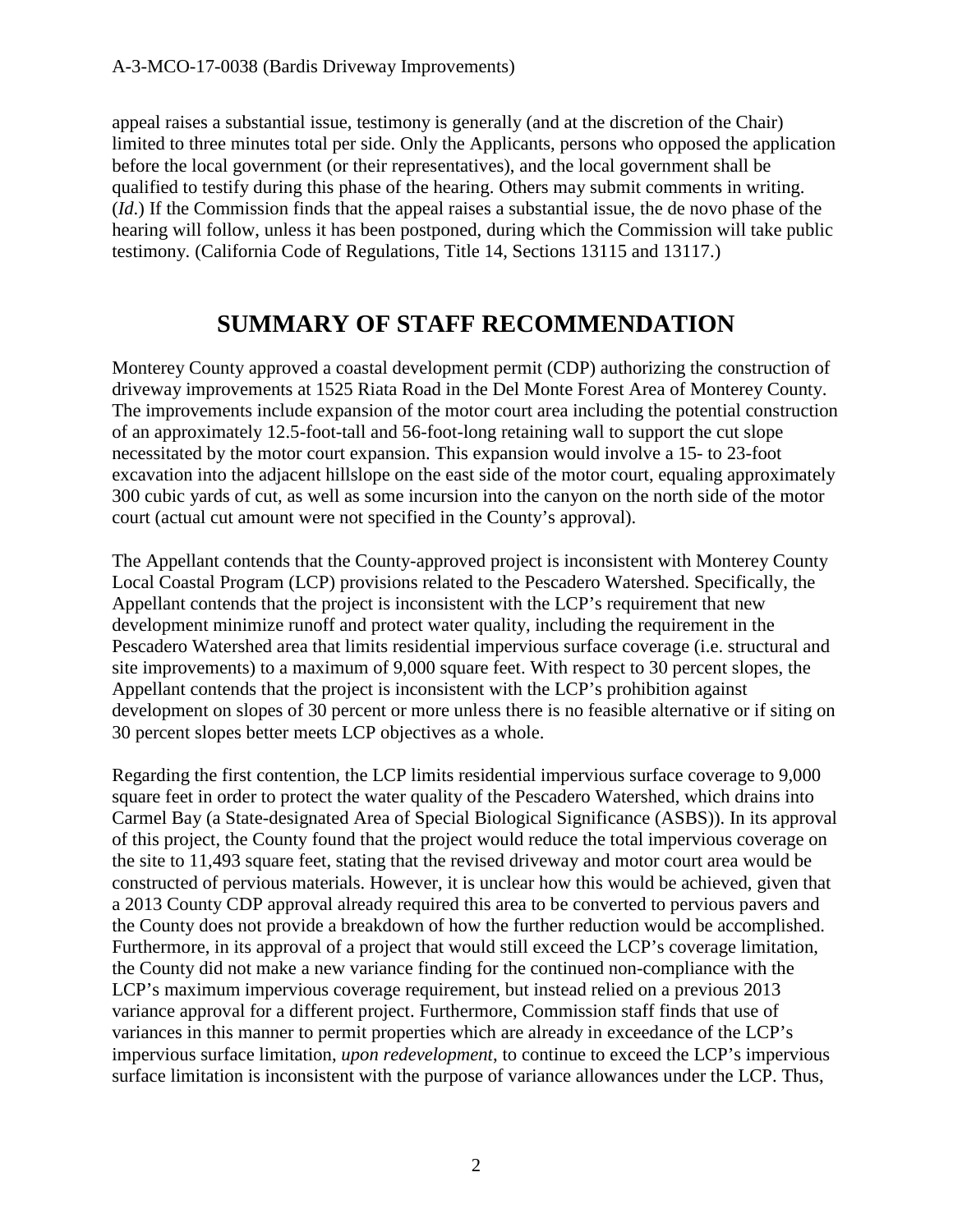appeal raises a substantial issue, testimony is generally (and at the discretion of the Chair) limited to three minutes total per side. Only the Applicants, persons who opposed the application before the local government (or their representatives), and the local government shall be qualified to testify during this phase of the hearing. Others may submit comments in writing. (*Id*.) If the Commission finds that the appeal raises a substantial issue, the de novo phase of the hearing will follow, unless it has been postponed, during which the Commission will take public testimony. (California Code of Regulations, Title 14, Sections 13115 and 13117.)

# SUMMARY OF STAFF RECOMMENDATION

Monterey County approved a coastal development permit (CDP) authorizing the construction of driveway improvements at 1525 Riata Road in the Del Monte Forest Area of Monterey County. The improvements include expansion of the motor court area including the potential construction of an approximately 12.5-foot-tall and 56-foot-long retaining wall to support the cut slope necessitated by the motor court expansion. This expansion would involve a 15- to 23-foot excavation into the adjacent hillslope on the east side of the motor court, equaling approximately 300 cubic yards of cut, as well as some incursion into the canyon on the north side of the motor court (actual cut amount were not specified in the County's approval).

The Appellant contends that the County-approved project is inconsistent with Monterey County Local Coastal Program (LCP) provisions related to the Pescadero Watershed. Specifically, the Appellant contends that the project is inconsistent with the LCP's requirement that new development minimize runoff and protect water quality, including the requirement in the Pescadero Watershed area that limits residential impervious surface coverage (i.e. structural and site improvements) to a maximum of 9,000 square feet. With respect to 30 percent slopes, the Appellant contends that the project is inconsistent with the LCP's prohibition against development on slopes of 30 percent or more unless there is no feasible alternative or if siting on 30 percent slopes better meets LCP objectives as a whole.

Regarding the first contention, the LCP limits residential impervious surface coverage to 9,000 square feet in order to protect the water quality of the Pescadero Watershed, which drains into Carmel Bay (a State-designated Area of Special Biological Significance (ASBS)). In its approval of this project, the County found that the project would reduce the total impervious coverage on the site to 11,493 square feet, stating that the revised driveway and motor court area would be constructed of pervious materials. However, it is unclear how this would be achieved, given that a 2013 County CDP approval already required this area to be converted to pervious pavers and the County does not provide a breakdown of how the further reduction would be accomplished. Furthermore, in its approval of a project that would still exceed the LCP's coverage limitation, the County did not make a new variance finding for the continued non-compliance with the LCP's maximum impervious coverage requirement, but instead relied on a previous 2013 variance approval for a different project. Furthermore, Commission staff finds that use of variances in this manner to permit properties which are already in exceedance of the LCP's impervious surface limitation, *upon redevelopment*, to continue to exceed the LCP's impervious surface limitation is inconsistent with the purpose of variance allowances under the LCP. Thus,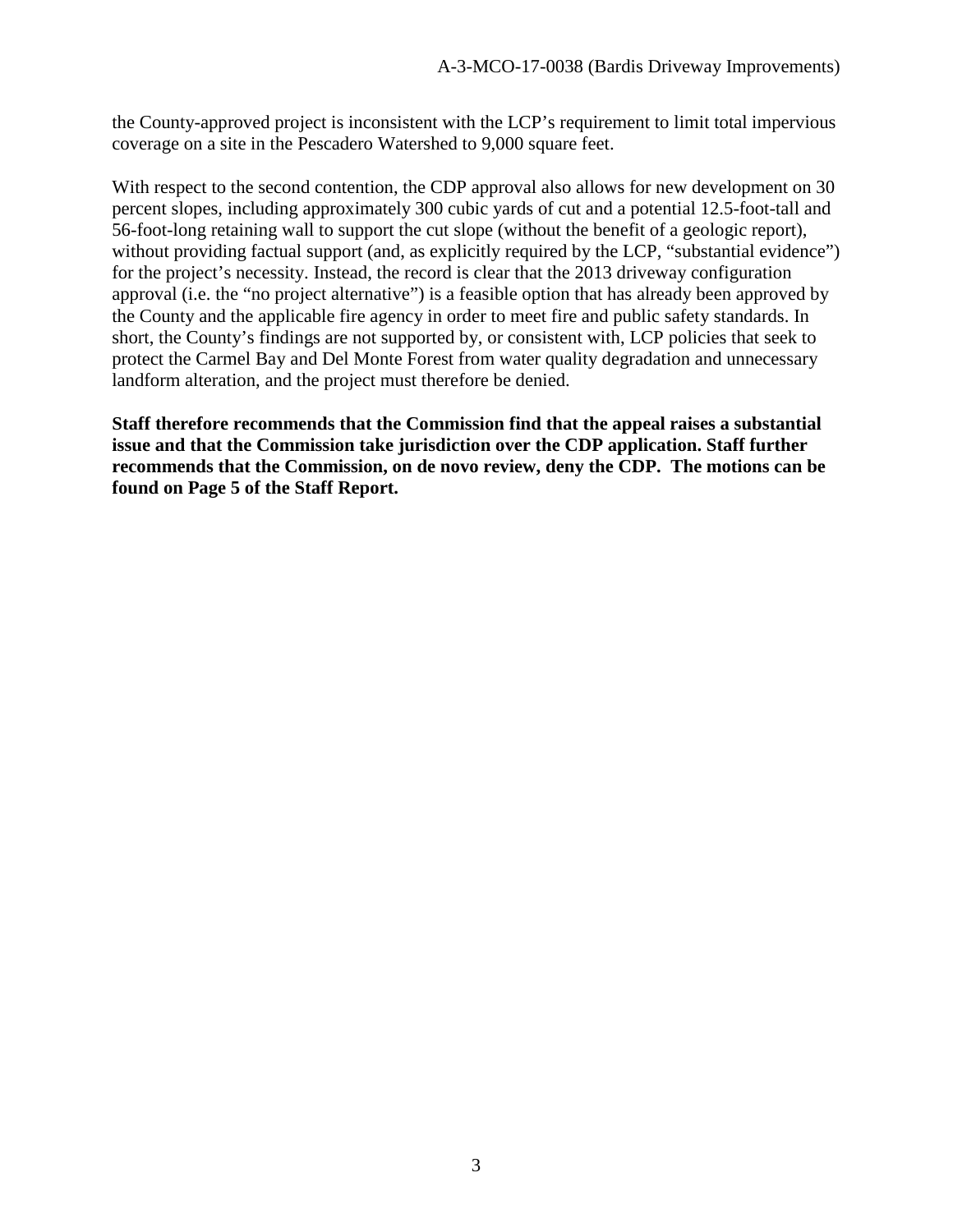the County-approved project is inconsistent with the LCP's requirement to limit total impervious coverage on a site in the Pescadero Watershed to 9,000 square feet.

With respect to the second contention, the CDP approval also allows for new development on 30 percent slopes, including approximately 300 cubic yards of cut and a potential 12.5-foot-tall and 56-foot-long retaining wall to support the cut slope (without the benefit of a geologic report), without providing factual support (and, as explicitly required by the LCP, "substantial evidence") for the project's necessity. Instead, the record is clear that the 2013 driveway configuration approval (i.e. the "no project alternative") is a feasible option that has already been approved by the County and the applicable fire agency in order to meet fire and public safety standards. In short, the County's findings are not supported by, or consistent with, LCP policies that seek to protect the Carmel Bay and Del Monte Forest from water quality degradation and unnecessary landform alteration, and the project must therefore be denied.

**Staff therefore recommends that the Commission find that the appeal raises a substantial issue and that the Commission take jurisdiction over the CDP application. Staff further recommends that the Commission, on de novo review, deny the CDP. The motions can be found on Page 5 of the Staff Report.**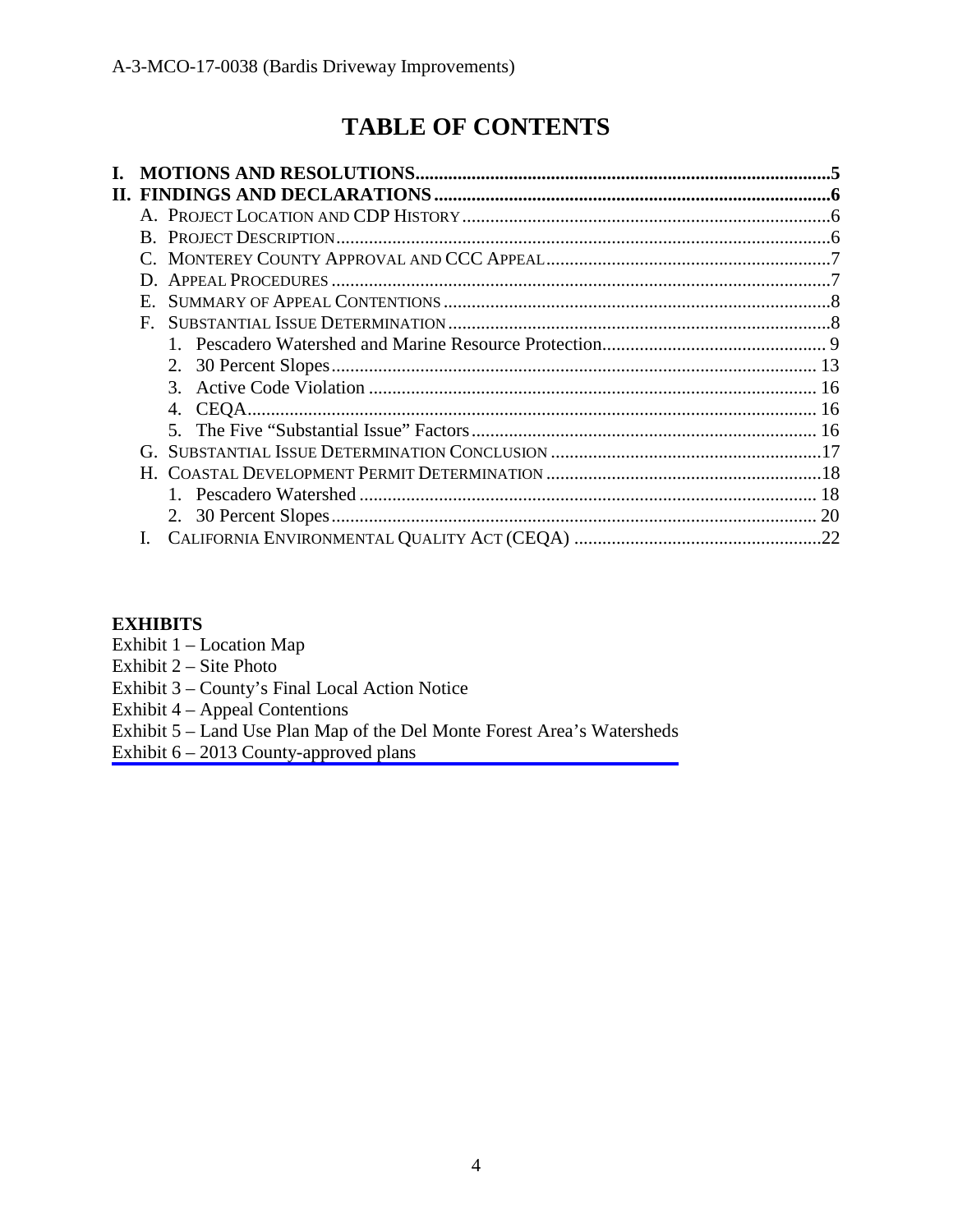# TABLE OF CONTENTS

- **I. MOTIONS AND RESOLUTIONS .......... 5**
- **II. FINDINGS AND DECLARATIONS .......... 6**
  - A. PROJECT LOCATION AND CDP HISTORY .......... 6
  - B. PROJECT DESCRIPTION .......... 6
  - C. MONTEREY COUNTY APPROVAL AND CCC APPEAL .......... 7
  - D. APPEAL PROCEDURES .......... 7
  - E. SUMMARY OF APPEAL CONTENTIONS .......... 8
  - F. SUBSTANTIAL ISSUE DETERMINATION .......... 8
    1. Pescadero Watershed and Marine Resource Protection .......... 9
    2. 30 Percent Slopes .......... 13
    3. Active Code Violation .......... 16
    4. CEQA .......... 16
    5. The Five "Substantial Issue" Factors .......... 16
  - G. SUBSTANTIAL ISSUE DETERMINATION CONCLUSION .......... 17
  - H. COASTAL DEVELOPMENT PERMIT DETERMINATION .......... 18
    1. Pescadero Watershed .......... 18
    2. 30 Percent Slopes .......... 20
  - I. CALIFORNIA ENVIRONMENTAL QUALITY ACT (CEQA) .......... 22

**EXHIBITS**

Exhibit 1 – Location Map
Exhibit 2 – Site Photo
Exhibit 3 – County's Final Local Action Notice
Exhibit 4 – Appeal Contentions
Exhibit 5 – Land Use Plan Map of the Del Monte Forest Area's Watersheds
Exhibit 6 – 2013 County-approved plans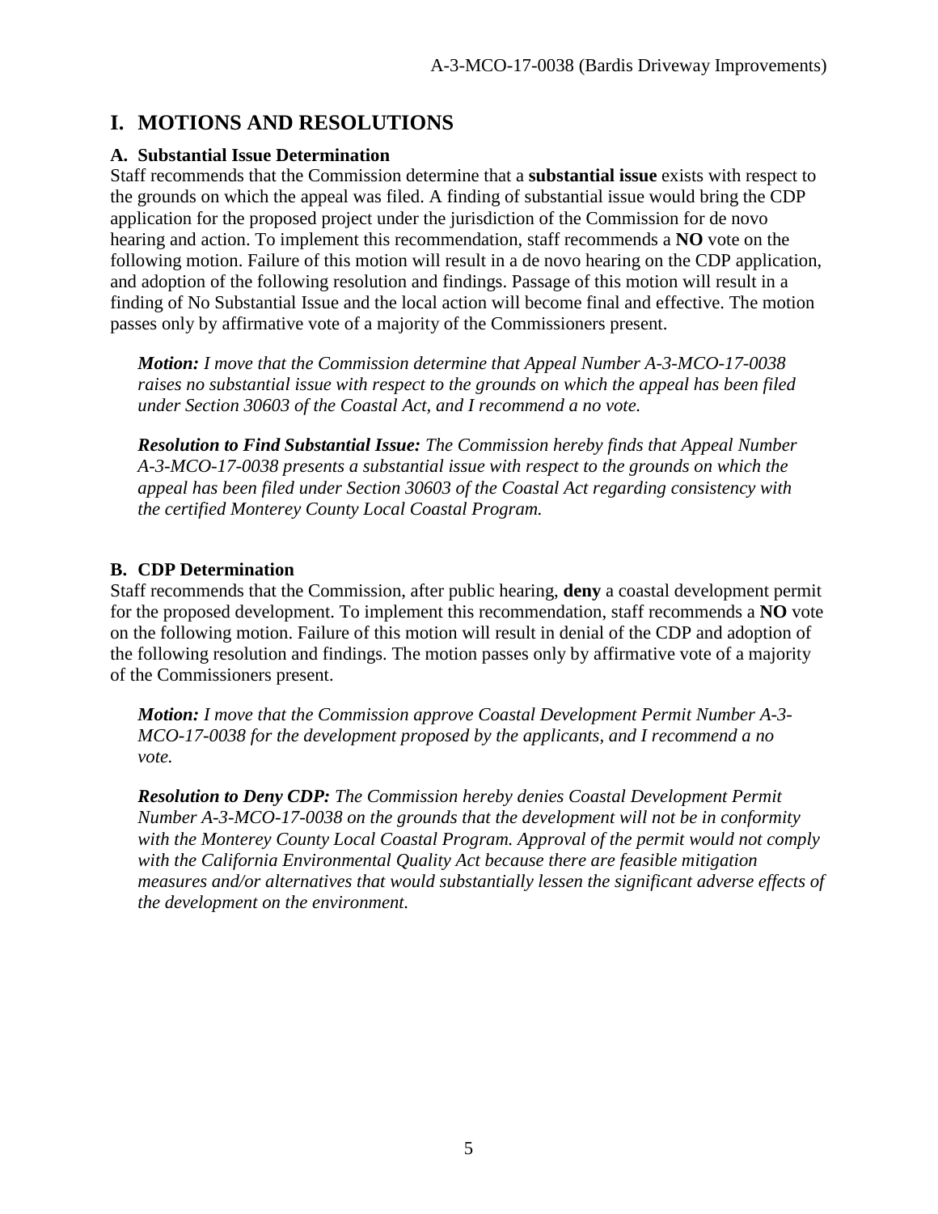# I. MOTIONS AND RESOLUTIONS

### A. Substantial Issue Determination

Staff recommends that the Commission determine that a **substantial issue** exists with respect to the grounds on which the appeal was filed. A finding of substantial issue would bring the CDP application for the proposed project under the jurisdiction of the Commission for de novo hearing and action. To implement this recommendation, staff recommends a **NO** vote on the following motion. Failure of this motion will result in a de novo hearing on the CDP application, and adoption of the following resolution and findings. Passage of this motion will result in a finding of No Substantial Issue and the local action will become final and effective. The motion passes only by affirmative vote of a majority of the Commissioners present.

> ***Motion:*** *I move that the Commission determine that Appeal Number A-3-MCO-17-0038 raises no substantial issue with respect to the grounds on which the appeal has been filed under Section 30603 of the Coastal Act, and I recommend a no vote.*
>
> ***Resolution to Find Substantial Issue:*** *The Commission hereby finds that Appeal Number A-3-MCO-17-0038 presents a substantial issue with respect to the grounds on which the appeal has been filed under Section 30603 of the Coastal Act regarding consistency with the certified Monterey County Local Coastal Program.*

### B. CDP Determination

Staff recommends that the Commission, after public hearing, **deny** a coastal development permit for the proposed development. To implement this recommendation, staff recommends a **NO** vote on the following motion. Failure of this motion will result in denial of the CDP and adoption of the following resolution and findings. The motion passes only by affirmative vote of a majority of the Commissioners present.

> ***Motion:*** *I move that the Commission approve Coastal Development Permit Number A-3-MCO-17-0038 for the development proposed by the applicants, and I recommend a no vote.*
>
> ***Resolution to Deny CDP:*** *The Commission hereby denies Coastal Development Permit Number A-3-MCO-17-0038 on the grounds that the development will not be in conformity with the Monterey County Local Coastal Program. Approval of the permit would not comply with the California Environmental Quality Act because there are feasible mitigation measures and/or alternatives that would substantially lessen the significant adverse effects of the development on the environment.*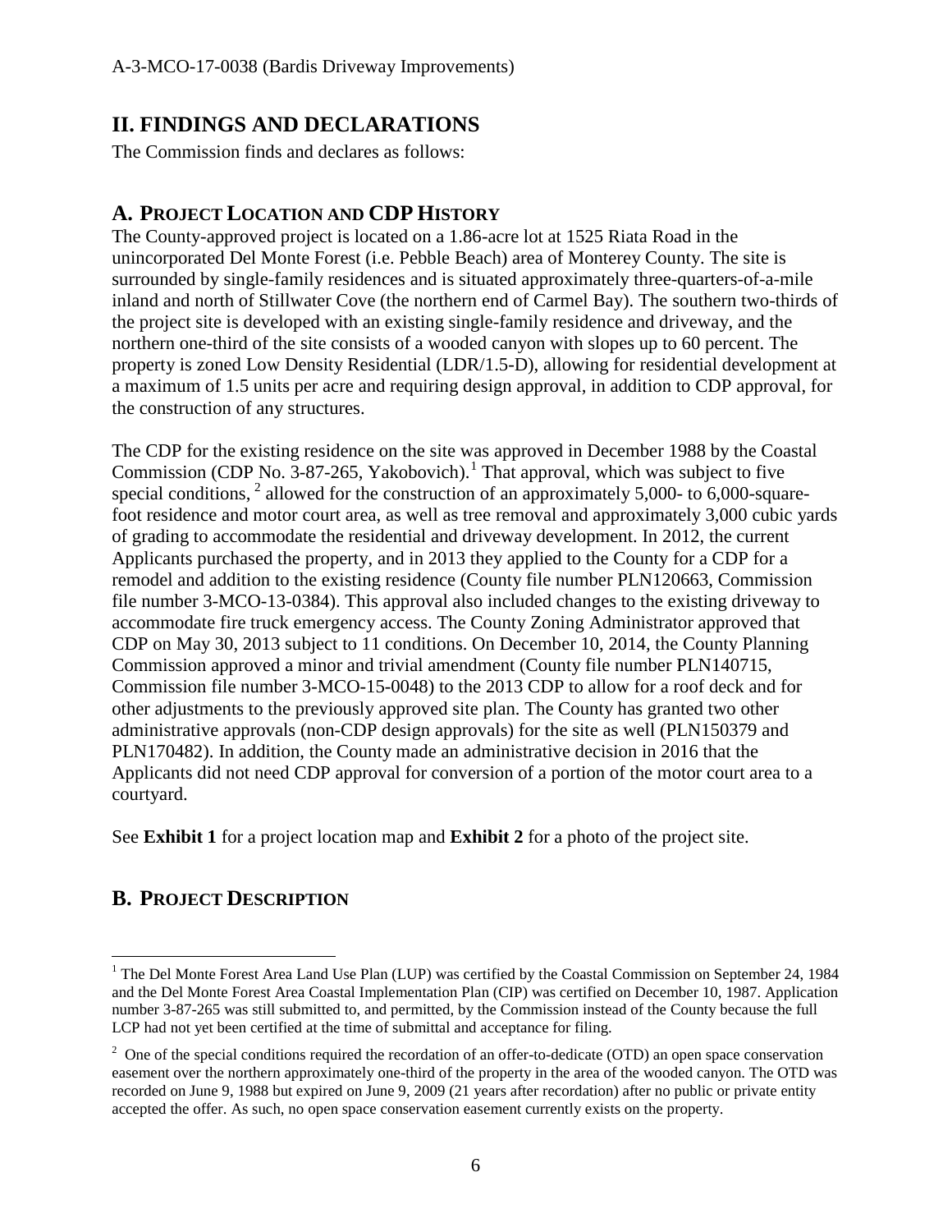## II. FINDINGS AND DECLARATIONS

The Commission finds and declares as follows:

## A. PROJECT LOCATION AND CDP HISTORY

The County-approved project is located on a 1.86-acre lot at 1525 Riata Road in the unincorporated Del Monte Forest (i.e. Pebble Beach) area of Monterey County. The site is surrounded by single-family residences and is situated approximately three-quarters-of-a-mile inland and north of Stillwater Cove (the northern end of Carmel Bay). The southern two-thirds of the project site is developed with an existing single-family residence and driveway, and the northern one-third of the site consists of a wooded canyon with slopes up to 60 percent. The property is zoned Low Density Residential (LDR/1.5-D), allowing for residential development at a maximum of 1.5 units per acre and requiring design approval, in addition to CDP approval, for the construction of any structures.

The CDP for the existing residence on the site was approved in December 1988 by the Coastal Commission (CDP No. 3-87-265, Yakobovich).[1] That approval, which was subject to five special conditions, [2] allowed for the construction of an approximately 5,000- to 6,000-square-foot residence and motor court area, as well as tree removal and approximately 3,000 cubic yards of grading to accommodate the residential and driveway development. In 2012, the current Applicants purchased the property, and in 2013 they applied to the County for a CDP for a remodel and addition to the existing residence (County file number PLN120663, Commission file number 3-MCO-13-0384). This approval also included changes to the existing driveway to accommodate fire truck emergency access. The County Zoning Administrator approved that CDP on May 30, 2013 subject to 11 conditions. On December 10, 2014, the County Planning Commission approved a minor and trivial amendment (County file number PLN140715, Commission file number 3-MCO-15-0048) to the 2013 CDP to allow for a roof deck and for other adjustments to the previously approved site plan. The County has granted two other administrative approvals (non-CDP design approvals) for the site as well (PLN150379 and PLN170482). In addition, the County made an administrative decision in 2016 that the Applicants did not need CDP approval for conversion of a portion of the motor court area to a courtyard.

See **Exhibit 1** for a project location map and **Exhibit 2** for a photo of the project site.

## B. PROJECT DESCRIPTION

---

[1] The Del Monte Forest Area Land Use Plan (LUP) was certified by the Coastal Commission on September 24, 1984 and the Del Monte Forest Area Coastal Implementation Plan (CIP) was certified on December 10, 1987. Application number 3-87-265 was still submitted to, and permitted, by the Commission instead of the County because the full LCP had not yet been certified at the time of submittal and acceptance for filing.

[2] One of the special conditions required the recordation of an offer-to-dedicate (OTD) an open space conservation easement over the northern approximately one-third of the property in the area of the wooded canyon. The OTD was recorded on June 9, 1988 but expired on June 9, 2009 (21 years after recordation) after no public or private entity accepted the offer. As such, no open space conservation easement currently exists on the property.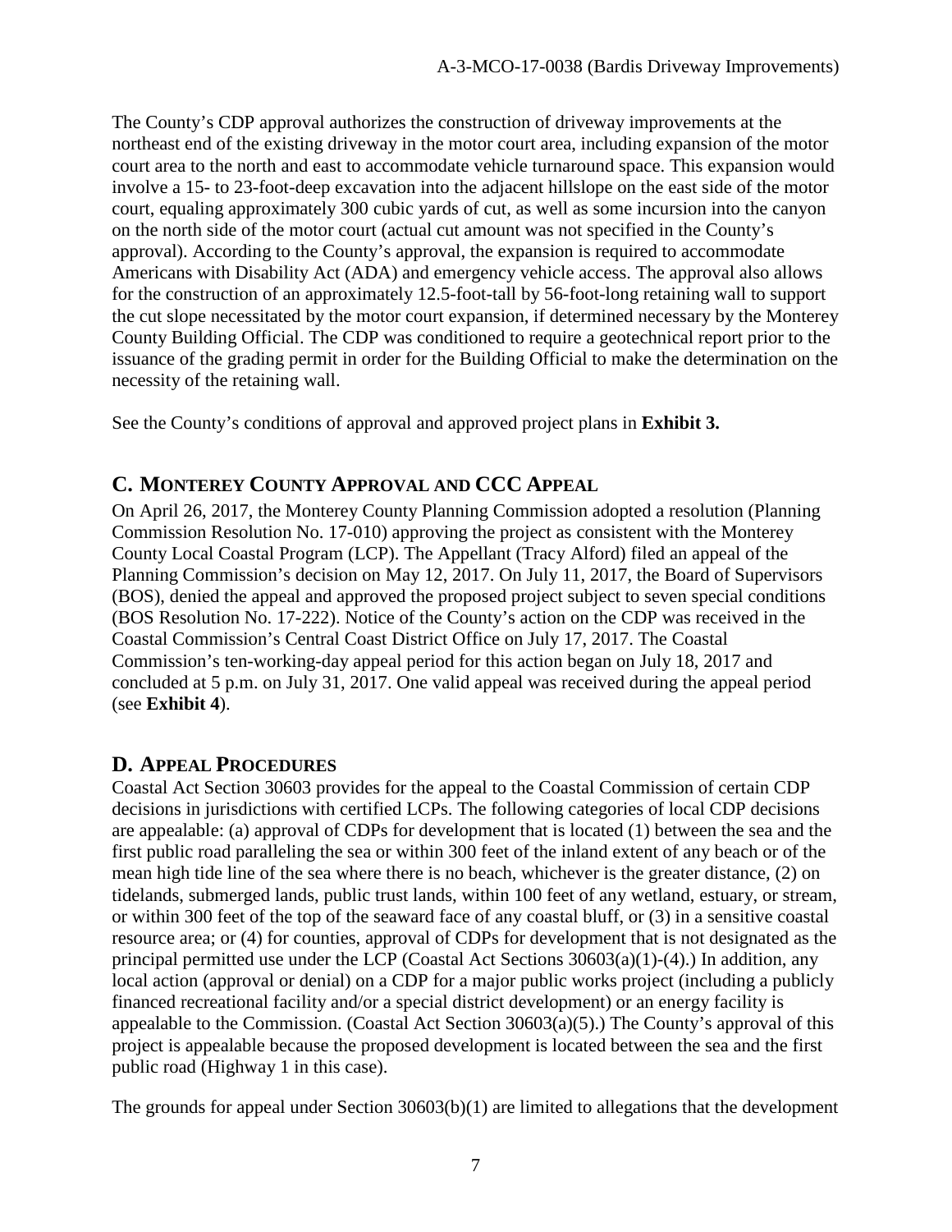The County's CDP approval authorizes the construction of driveway improvements at the northeast end of the existing driveway in the motor court area, including expansion of the motor court area to the north and east to accommodate vehicle turnaround space. This expansion would involve a 15- to 23-foot-deep excavation into the adjacent hillslope on the east side of the motor court, equaling approximately 300 cubic yards of cut, as well as some incursion into the canyon on the north side of the motor court (actual cut amount was not specified in the County's approval). According to the County's approval, the expansion is required to accommodate Americans with Disability Act (ADA) and emergency vehicle access. The approval also allows for the construction of an approximately 12.5-foot-tall by 56-foot-long retaining wall to support the cut slope necessitated by the motor court expansion, if determined necessary by the Monterey County Building Official. The CDP was conditioned to require a geotechnical report prior to the issuance of the grading permit in order for the Building Official to make the determination on the necessity of the retaining wall.

See the County's conditions of approval and approved project plans in **Exhibit 3.**

## C. MONTEREY COUNTY APPROVAL AND CCC APPEAL

On April 26, 2017, the Monterey County Planning Commission adopted a resolution (Planning Commission Resolution No. 17-010) approving the project as consistent with the Monterey County Local Coastal Program (LCP). The Appellant (Tracy Alford) filed an appeal of the Planning Commission's decision on May 12, 2017. On July 11, 2017, the Board of Supervisors (BOS), denied the appeal and approved the proposed project subject to seven special conditions (BOS Resolution No. 17-222). Notice of the County's action on the CDP was received in the Coastal Commission's Central Coast District Office on July 17, 2017. The Coastal Commission's ten-working-day appeal period for this action began on July 18, 2017 and concluded at 5 p.m. on July 31, 2017. One valid appeal was received during the appeal period (see **Exhibit 4**).

## D. APPEAL PROCEDURES

Coastal Act Section 30603 provides for the appeal to the Coastal Commission of certain CDP decisions in jurisdictions with certified LCPs. The following categories of local CDP decisions are appealable: (a) approval of CDPs for development that is located (1) between the sea and the first public road paralleling the sea or within 300 feet of the inland extent of any beach or of the mean high tide line of the sea where there is no beach, whichever is the greater distance, (2) on tidelands, submerged lands, public trust lands, within 100 feet of any wetland, estuary, or stream, or within 300 feet of the top of the seaward face of any coastal bluff, or (3) in a sensitive coastal resource area; or (4) for counties, approval of CDPs for development that is not designated as the principal permitted use under the LCP (Coastal Act Sections 30603(a)(1)-(4).) In addition, any local action (approval or denial) on a CDP for a major public works project (including a publicly financed recreational facility and/or a special district development) or an energy facility is appealable to the Commission. (Coastal Act Section 30603(a)(5).) The County's approval of this project is appealable because the proposed development is located between the sea and the first public road (Highway 1 in this case).

The grounds for appeal under Section 30603(b)(1) are limited to allegations that the development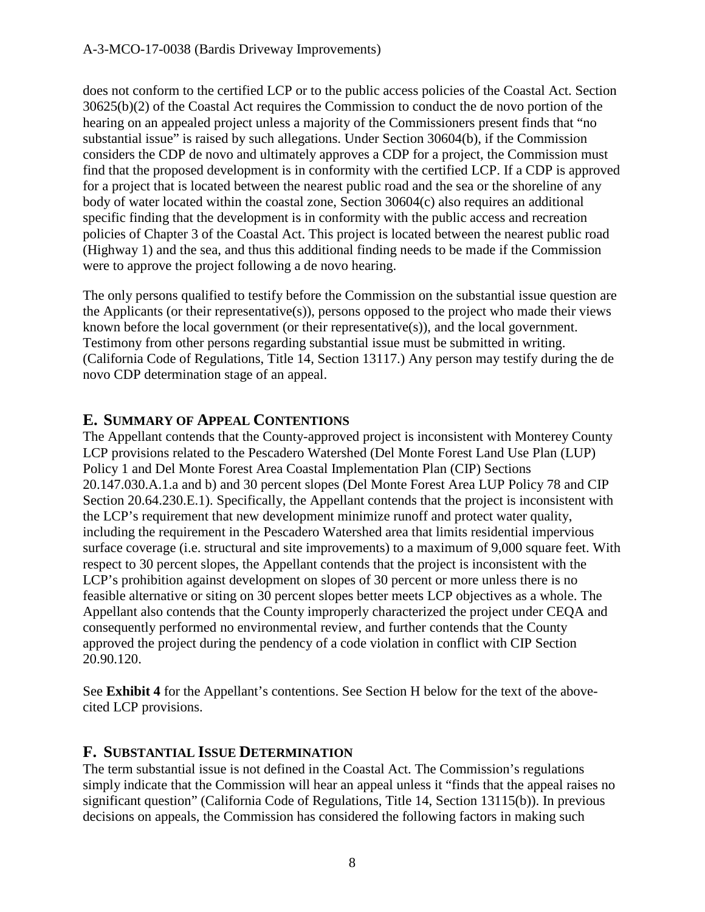does not conform to the certified LCP or to the public access policies of the Coastal Act. Section 30625(b)(2) of the Coastal Act requires the Commission to conduct the de novo portion of the hearing on an appealed project unless a majority of the Commissioners present finds that "no substantial issue" is raised by such allegations. Under Section 30604(b), if the Commission considers the CDP de novo and ultimately approves a CDP for a project, the Commission must find that the proposed development is in conformity with the certified LCP. If a CDP is approved for a project that is located between the nearest public road and the sea or the shoreline of any body of water located within the coastal zone, Section 30604(c) also requires an additional specific finding that the development is in conformity with the public access and recreation policies of Chapter 3 of the Coastal Act. This project is located between the nearest public road (Highway 1) and the sea, and thus this additional finding needs to be made if the Commission were to approve the project following a de novo hearing.

The only persons qualified to testify before the Commission on the substantial issue question are the Applicants (or their representative(s)), persons opposed to the project who made their views known before the local government (or their representative(s)), and the local government. Testimony from other persons regarding substantial issue must be submitted in writing. (California Code of Regulations, Title 14, Section 13117.) Any person may testify during the de novo CDP determination stage of an appeal.

## E. SUMMARY OF APPEAL CONTENTIONS

The Appellant contends that the County-approved project is inconsistent with Monterey County LCP provisions related to the Pescadero Watershed (Del Monte Forest Land Use Plan (LUP) Policy 1 and Del Monte Forest Area Coastal Implementation Plan (CIP) Sections 20.147.030.A.1.a and b) and 30 percent slopes (Del Monte Forest Area LUP Policy 78 and CIP Section 20.64.230.E.1). Specifically, the Appellant contends that the project is inconsistent with the LCP's requirement that new development minimize runoff and protect water quality, including the requirement in the Pescadero Watershed area that limits residential impervious surface coverage (i.e. structural and site improvements) to a maximum of 9,000 square feet. With respect to 30 percent slopes, the Appellant contends that the project is inconsistent with the LCP's prohibition against development on slopes of 30 percent or more unless there is no feasible alternative or siting on 30 percent slopes better meets LCP objectives as a whole. The Appellant also contends that the County improperly characterized the project under CEQA and consequently performed no environmental review, and further contends that the County approved the project during the pendency of a code violation in conflict with CIP Section 20.90.120.

See **Exhibit 4** for the Appellant's contentions. See Section H below for the text of the above-cited LCP provisions.

## F. SUBSTANTIAL ISSUE DETERMINATION

The term substantial issue is not defined in the Coastal Act. The Commission's regulations simply indicate that the Commission will hear an appeal unless it "finds that the appeal raises no significant question" (California Code of Regulations, Title 14, Section 13115(b)). In previous decisions on appeals, the Commission has considered the following factors in making such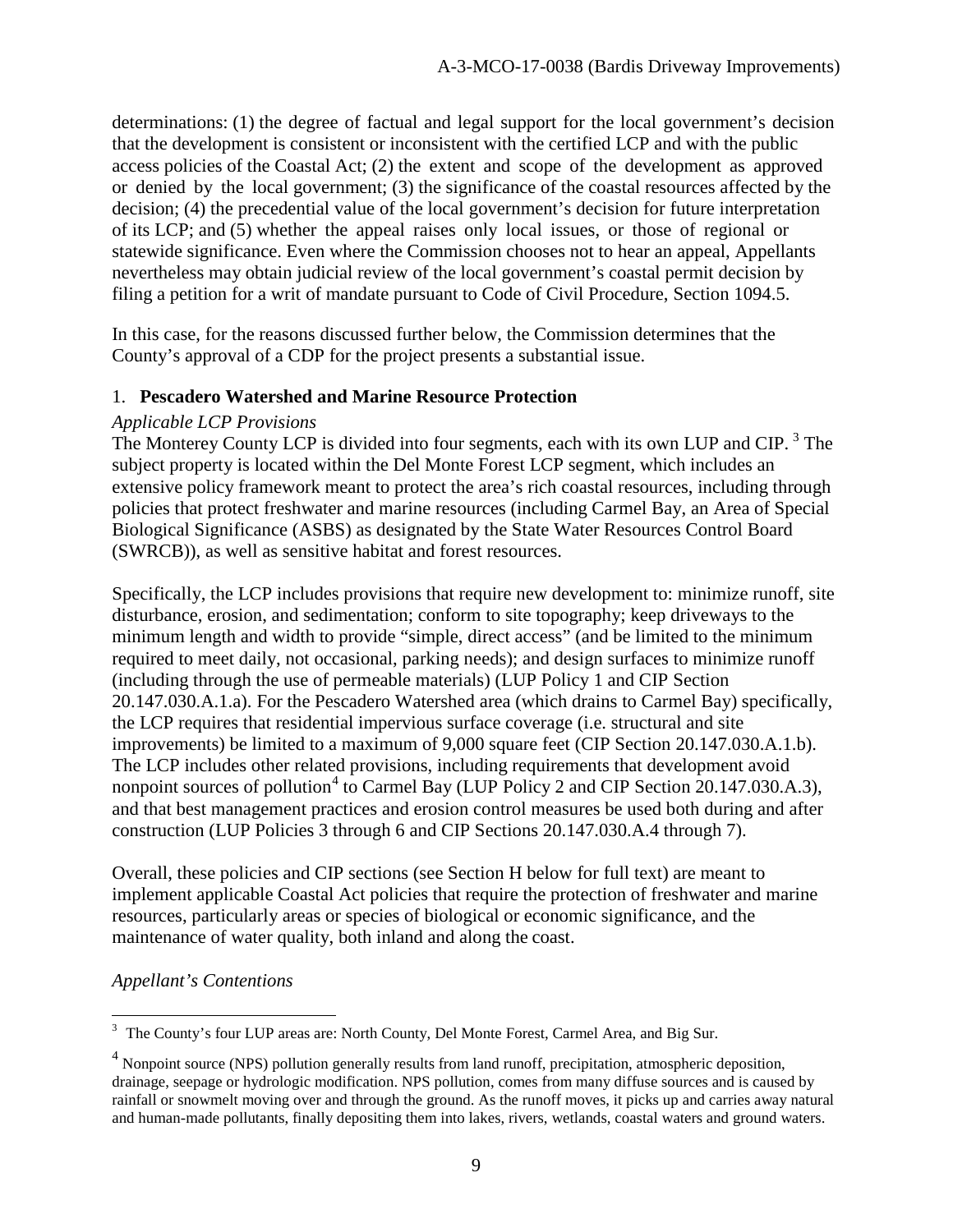determinations: (1) the degree of factual and legal support for the local government's decision that the development is consistent or inconsistent with the certified LCP and with the public access policies of the Coastal Act; (2) the extent and scope of the development as approved or denied by the local government; (3) the significance of the coastal resources affected by the decision; (4) the precedential value of the local government's decision for future interpretation of its LCP; and (5) whether the appeal raises only local issues, or those of regional or statewide significance. Even where the Commission chooses not to hear an appeal, Appellants nevertheless may obtain judicial review of the local government's coastal permit decision by filing a petition for a writ of mandate pursuant to Code of Civil Procedure, Section 1094.5.

In this case, for the reasons discussed further below, the Commission determines that the County's approval of a CDP for the project presents a substantial issue.

1. **Pescadero Watershed and Marine Resource Protection**

*Applicable LCP Provisions*

The Monterey County LCP is divided into four segments, each with its own LUP and CIP.[3] The subject property is located within the Del Monte Forest LCP segment, which includes an extensive policy framework meant to protect the area's rich coastal resources, including through policies that protect freshwater and marine resources (including Carmel Bay, an Area of Special Biological Significance (ASBS) as designated by the State Water Resources Control Board (SWRCB)), as well as sensitive habitat and forest resources.

Specifically, the LCP includes provisions that require new development to: minimize runoff, site disturbance, erosion, and sedimentation; conform to site topography; keep driveways to the minimum length and width to provide "simple, direct access" (and be limited to the minimum required to meet daily, not occasional, parking needs); and design surfaces to minimize runoff (including through the use of permeable materials) (LUP Policy 1 and CIP Section 20.147.030.A.1.a). For the Pescadero Watershed area (which drains to Carmel Bay) specifically, the LCP requires that residential impervious surface coverage (i.e. structural and site improvements) be limited to a maximum of 9,000 square feet (CIP Section 20.147.030.A.1.b). The LCP includes other related provisions, including requirements that development avoid nonpoint sources of pollution[4] to Carmel Bay (LUP Policy 2 and CIP Section 20.147.030.A.3), and that best management practices and erosion control measures be used both during and after construction (LUP Policies 3 through 6 and CIP Sections 20.147.030.A.4 through 7).

Overall, these policies and CIP sections (see Section H below for full text) are meant to implement applicable Coastal Act policies that require the protection of freshwater and marine resources, particularly areas or species of biological or economic significance, and the maintenance of water quality, both inland and along the coast.

*Appellant's Contentions*

---

[3] The County's four LUP areas are: North County, Del Monte Forest, Carmel Area, and Big Sur.

[4] Nonpoint source (NPS) pollution generally results from land runoff, precipitation, atmospheric deposition, drainage, seepage or hydrologic modification. NPS pollution, comes from many diffuse sources and is caused by rainfall or snowmelt moving over and through the ground. As the runoff moves, it picks up and carries away natural and human-made pollutants, finally depositing them into lakes, rivers, wetlands, coastal waters and ground waters.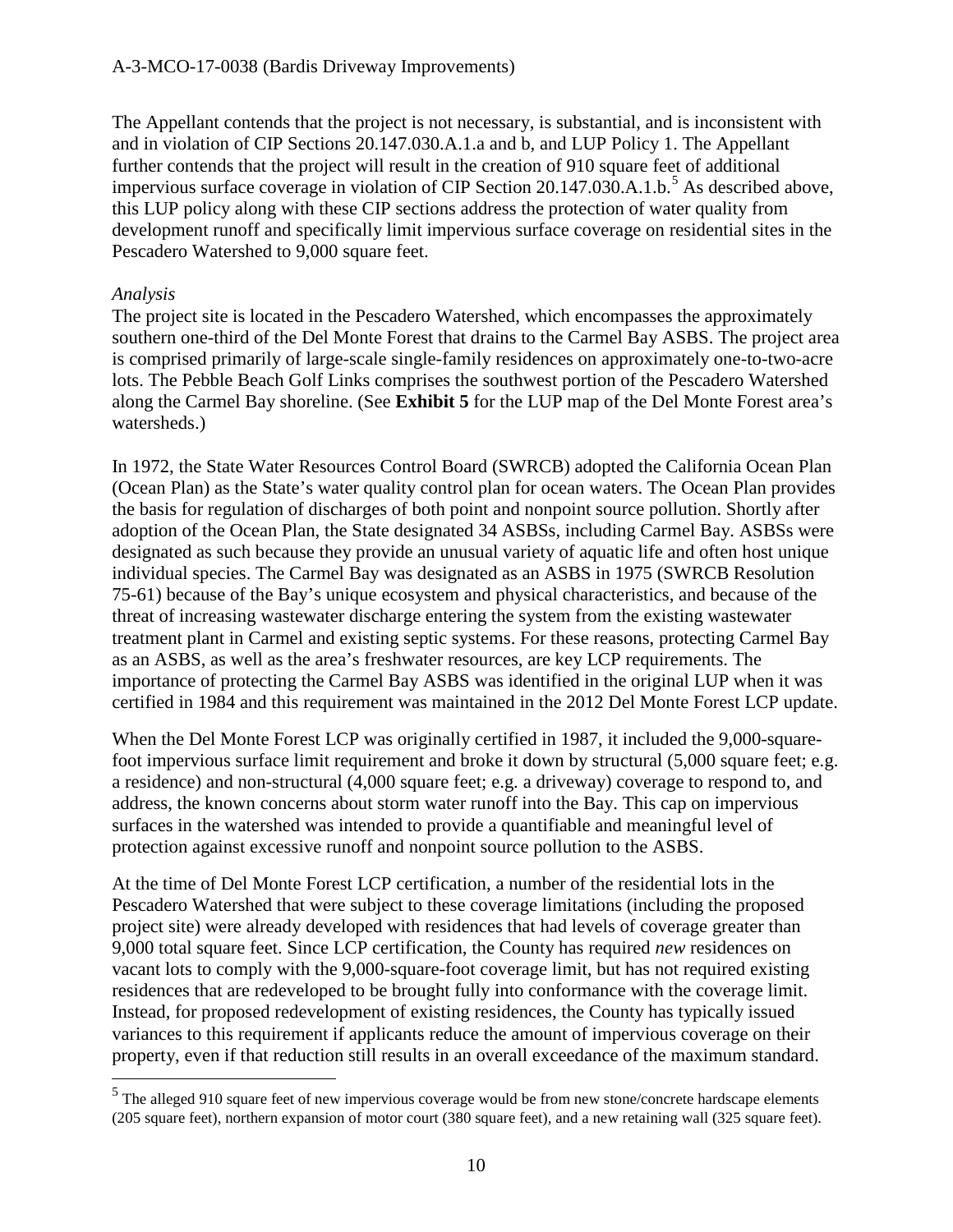The Appellant contends that the project is not necessary, is substantial, and is inconsistent with and in violation of CIP Sections 20.147.030.A.1.a and b, and LUP Policy 1. The Appellant further contends that the project will result in the creation of 910 square feet of additional impervious surface coverage in violation of CIP Section 20.147.030.A.1.b.[5] As described above, this LUP policy along with these CIP sections address the protection of water quality from development runoff and specifically limit impervious surface coverage on residential sites in the Pescadero Watershed to 9,000 square feet.

*Analysis*

The project site is located in the Pescadero Watershed, which encompasses the approximately southern one-third of the Del Monte Forest that drains to the Carmel Bay ASBS. The project area is comprised primarily of large-scale single-family residences on approximately one-to-two-acre lots. The Pebble Beach Golf Links comprises the southwest portion of the Pescadero Watershed along the Carmel Bay shoreline. (See **Exhibit 5** for the LUP map of the Del Monte Forest area's watersheds.)

In 1972, the State Water Resources Control Board (SWRCB) adopted the California Ocean Plan (Ocean Plan) as the State's water quality control plan for ocean waters. The Ocean Plan provides the basis for regulation of discharges of both point and nonpoint source pollution. Shortly after adoption of the Ocean Plan, the State designated 34 ASBSs, including Carmel Bay. ASBSs were designated as such because they provide an unusual variety of aquatic life and often host unique individual species. The Carmel Bay was designated as an ASBS in 1975 (SWRCB Resolution 75-61) because of the Bay's unique ecosystem and physical characteristics, and because of the threat of increasing wastewater discharge entering the system from the existing wastewater treatment plant in Carmel and existing septic systems. For these reasons, protecting Carmel Bay as an ASBS, as well as the area's freshwater resources, are key LCP requirements. The importance of protecting the Carmel Bay ASBS was identified in the original LUP when it was certified in 1984 and this requirement was maintained in the 2012 Del Monte Forest LCP update.

When the Del Monte Forest LCP was originally certified in 1987, it included the 9,000-square-foot impervious surface limit requirement and broke it down by structural (5,000 square feet; e.g. a residence) and non-structural (4,000 square feet; e.g. a driveway) coverage to respond to, and address, the known concerns about storm water runoff into the Bay. This cap on impervious surfaces in the watershed was intended to provide a quantifiable and meaningful level of protection against excessive runoff and nonpoint source pollution to the ASBS.

At the time of Del Monte Forest LCP certification, a number of the residential lots in the Pescadero Watershed that were subject to these coverage limitations (including the proposed project site) were already developed with residences that had levels of coverage greater than 9,000 total square feet. Since LCP certification, the County has required *new* residences on vacant lots to comply with the 9,000-square-foot coverage limit, but has not required existing residences that are redeveloped to be brought fully into conformance with the coverage limit. Instead, for proposed redevelopment of existing residences, the County has typically issued variances to this requirement if applicants reduce the amount of impervious coverage on their property, even if that reduction still results in an overall exceedance of the maximum standard.

---

[5] The alleged 910 square feet of new impervious coverage would be from new stone/concrete hardscape elements (205 square feet), northern expansion of motor court (380 square feet), and a new retaining wall (325 square feet).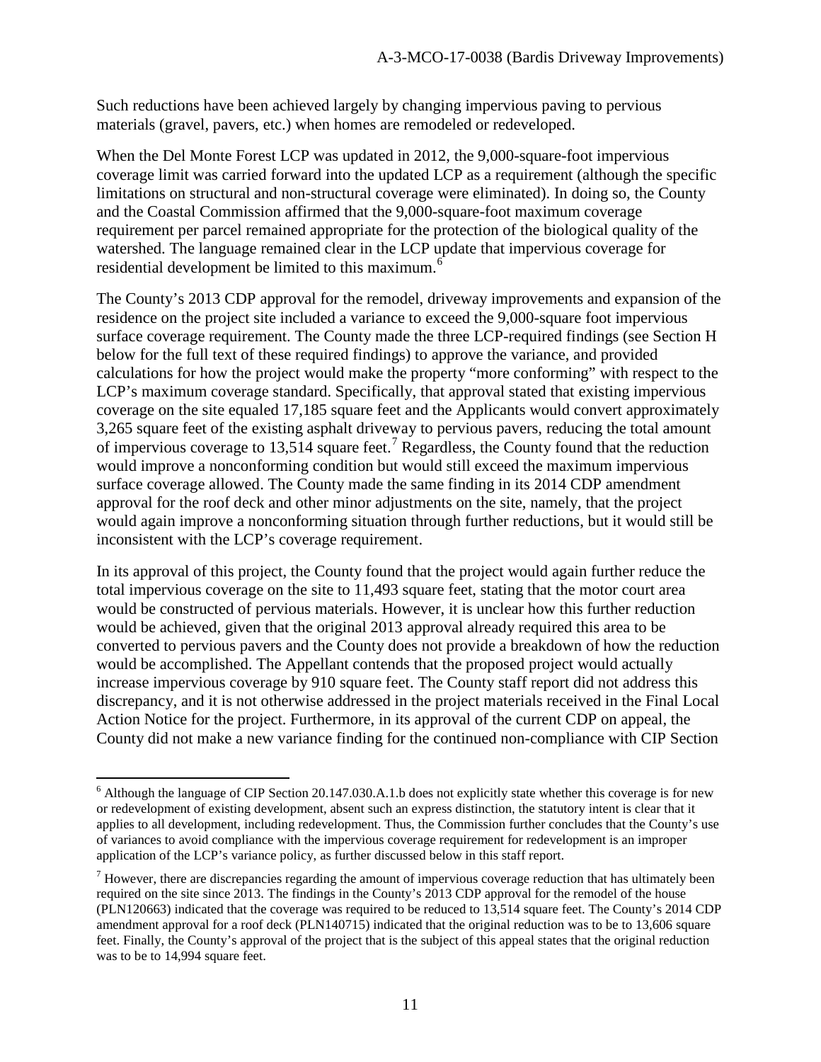Such reductions have been achieved largely by changing impervious paving to pervious materials (gravel, pavers, etc.) when homes are remodeled or redeveloped.

When the Del Monte Forest LCP was updated in 2012, the 9,000-square-foot impervious coverage limit was carried forward into the updated LCP as a requirement (although the specific limitations on structural and non-structural coverage were eliminated). In doing so, the County and the Coastal Commission affirmed that the 9,000-square-foot maximum coverage requirement per parcel remained appropriate for the protection of the biological quality of the watershed. The language remained clear in the LCP update that impervious coverage for residential development be limited to this maximum.[6]

The County's 2013 CDP approval for the remodel, driveway improvements and expansion of the residence on the project site included a variance to exceed the 9,000-square foot impervious surface coverage requirement. The County made the three LCP-required findings (see Section H below for the full text of these required findings) to approve the variance, and provided calculations for how the project would make the property "more conforming" with respect to the LCP's maximum coverage standard. Specifically, that approval stated that existing impervious coverage on the site equaled 17,185 square feet and the Applicants would convert approximately 3,265 square feet of the existing asphalt driveway to pervious pavers, reducing the total amount of impervious coverage to 13,514 square feet.[7] Regardless, the County found that the reduction would improve a nonconforming condition but would still exceed the maximum impervious surface coverage allowed. The County made the same finding in its 2014 CDP amendment approval for the roof deck and other minor adjustments on the site, namely, that the project would again improve a nonconforming situation through further reductions, but it would still be inconsistent with the LCP's coverage requirement.

In its approval of this project, the County found that the project would again further reduce the total impervious coverage on the site to 11,493 square feet, stating that the motor court area would be constructed of pervious materials. However, it is unclear how this further reduction would be achieved, given that the original 2013 approval already required this area to be converted to pervious pavers and the County does not provide a breakdown of how the reduction would be accomplished. The Appellant contends that the proposed project would actually increase impervious coverage by 910 square feet. The County staff report did not address this discrepancy, and it is not otherwise addressed in the project materials received in the Final Local Action Notice for the project. Furthermore, in its approval of the current CDP on appeal, the County did not make a new variance finding for the continued non-compliance with CIP Section

---

[6] Although the language of CIP Section 20.147.030.A.1.b does not explicitly state whether this coverage is for new or redevelopment of existing development, absent such an express distinction, the statutory intent is clear that it applies to all development, including redevelopment. Thus, the Commission further concludes that the County's use of variances to avoid compliance with the impervious coverage requirement for redevelopment is an improper application of the LCP's variance policy, as further discussed below in this staff report.

[7] However, there are discrepancies regarding the amount of impervious coverage reduction that has ultimately been required on the site since 2013. The findings in the County's 2013 CDP approval for the remodel of the house (PLN120663) indicated that the coverage was required to be reduced to 13,514 square feet. The County's 2014 CDP amendment approval for a roof deck (PLN140715) indicated that the original reduction was to be to 13,606 square feet. Finally, the County's approval of the project that is the subject of this appeal states that the original reduction was to be to 14,994 square feet.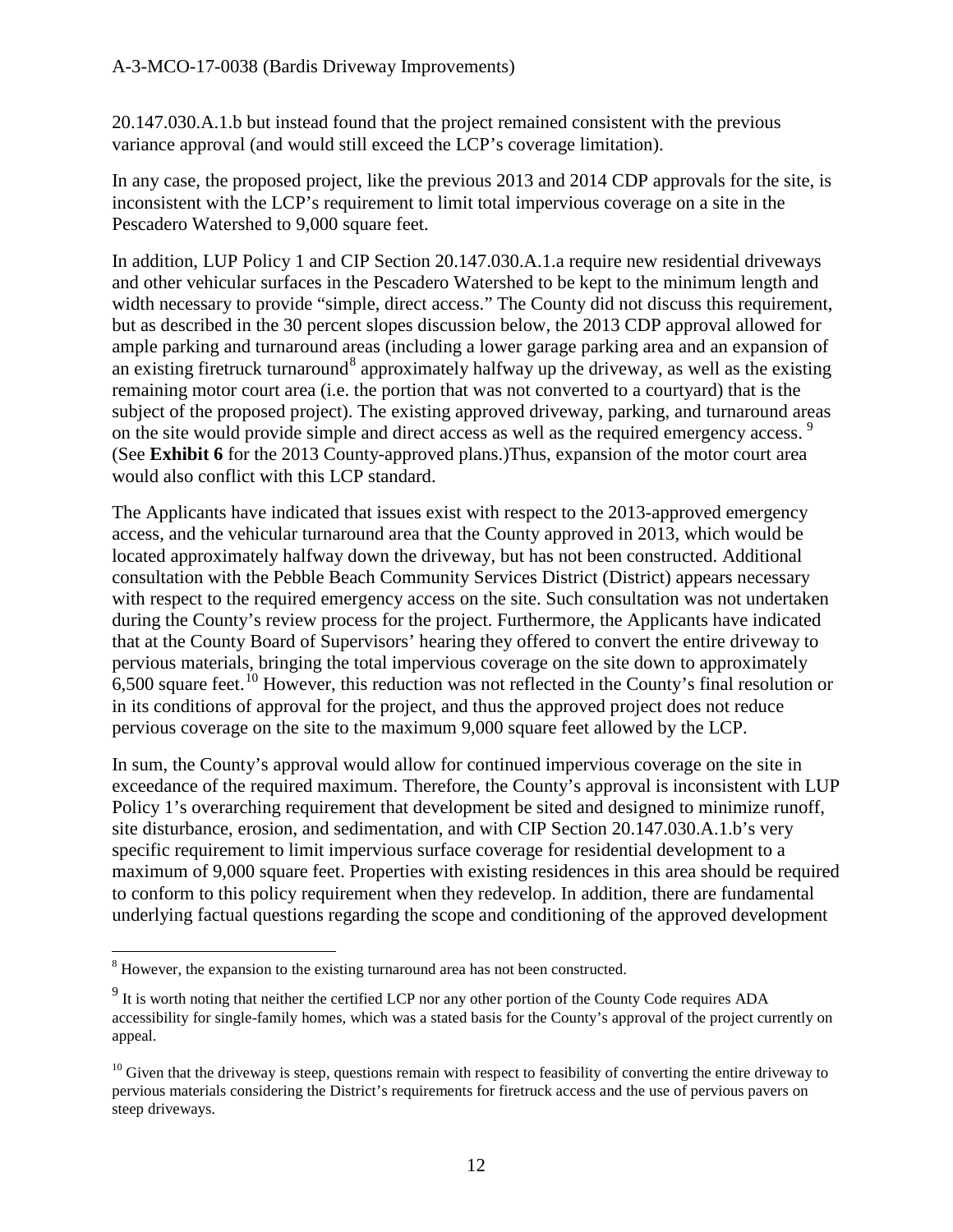20.147.030.A.1.b but instead found that the project remained consistent with the previous variance approval (and would still exceed the LCP's coverage limitation).

In any case, the proposed project, like the previous 2013 and 2014 CDP approvals for the site, is inconsistent with the LCP's requirement to limit total impervious coverage on a site in the Pescadero Watershed to 9,000 square feet.

In addition, LUP Policy 1 and CIP Section 20.147.030.A.1.a require new residential driveways and other vehicular surfaces in the Pescadero Watershed to be kept to the minimum length and width necessary to provide "simple, direct access." The County did not discuss this requirement, but as described in the 30 percent slopes discussion below, the 2013 CDP approval allowed for ample parking and turnaround areas (including a lower garage parking area and an expansion of an existing firetruck turnaround[8] approximately halfway up the driveway, as well as the existing remaining motor court area (i.e. the portion that was not converted to a courtyard) that is the subject of the proposed project). The existing approved driveway, parking, and turnaround areas on the site would provide simple and direct access as well as the required emergency access. [9] (See **Exhibit 6** for the 2013 County-approved plans.)Thus, expansion of the motor court area would also conflict with this LCP standard.

The Applicants have indicated that issues exist with respect to the 2013-approved emergency access, and the vehicular turnaround area that the County approved in 2013, which would be located approximately halfway down the driveway, but has not been constructed. Additional consultation with the Pebble Beach Community Services District (District) appears necessary with respect to the required emergency access on the site. Such consultation was not undertaken during the County's review process for the project. Furthermore, the Applicants have indicated that at the County Board of Supervisors' hearing they offered to convert the entire driveway to pervious materials, bringing the total impervious coverage on the site down to approximately 6,500 square feet.[10] However, this reduction was not reflected in the County's final resolution or in its conditions of approval for the project, and thus the approved project does not reduce pervious coverage on the site to the maximum 9,000 square feet allowed by the LCP.

In sum, the County's approval would allow for continued impervious coverage on the site in exceedance of the required maximum. Therefore, the County's approval is inconsistent with LUP Policy 1's overarching requirement that development be sited and designed to minimize runoff, site disturbance, erosion, and sedimentation, and with CIP Section 20.147.030.A.1.b's very specific requirement to limit impervious surface coverage for residential development to a maximum of 9,000 square feet. Properties with existing residences in this area should be required to conform to this policy requirement when they redevelop. In addition, there are fundamental underlying factual questions regarding the scope and conditioning of the approved development

---

[8] However, the expansion to the existing turnaround area has not been constructed.

[9] It is worth noting that neither the certified LCP nor any other portion of the County Code requires ADA accessibility for single-family homes, which was a stated basis for the County's approval of the project currently on appeal.

[10] Given that the driveway is steep, questions remain with respect to feasibility of converting the entire driveway to pervious materials considering the District's requirements for firetruck access and the use of pervious pavers on steep driveways.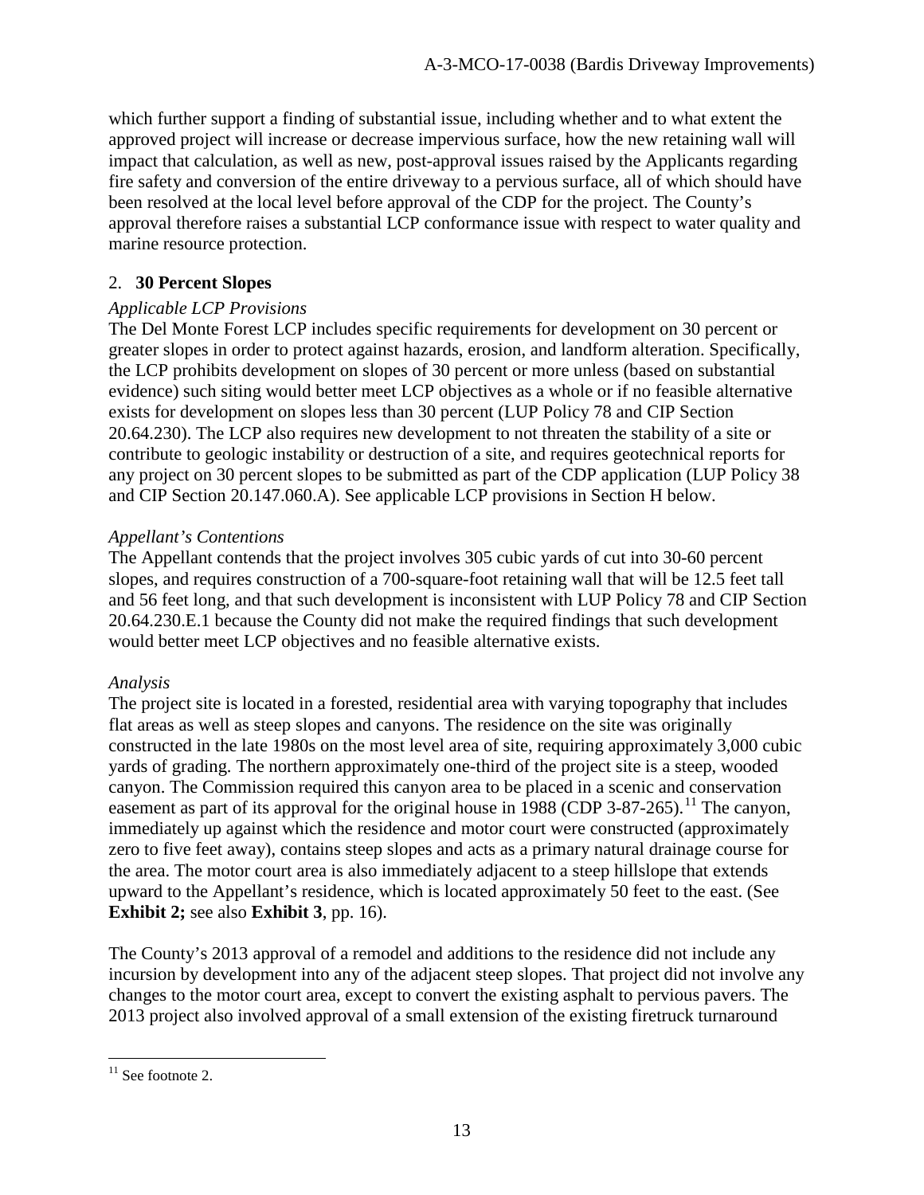which further support a finding of substantial issue, including whether and to what extent the approved project will increase or decrease impervious surface, how the new retaining wall will impact that calculation, as well as new, post-approval issues raised by the Applicants regarding fire safety and conversion of the entire driveway to a pervious surface, all of which should have been resolved at the local level before approval of the CDP for the project. The County's approval therefore raises a substantial LCP conformance issue with respect to water quality and marine resource protection.

2. **30 Percent Slopes**

*Applicable LCP Provisions*

The Del Monte Forest LCP includes specific requirements for development on 30 percent or greater slopes in order to protect against hazards, erosion, and landform alteration. Specifically, the LCP prohibits development on slopes of 30 percent or more unless (based on substantial evidence) such siting would better meet LCP objectives as a whole or if no feasible alternative exists for development on slopes less than 30 percent (LUP Policy 78 and CIP Section 20.64.230). The LCP also requires new development to not threaten the stability of a site or contribute to geologic instability or destruction of a site, and requires geotechnical reports for any project on 30 percent slopes to be submitted as part of the CDP application (LUP Policy 38 and CIP Section 20.147.060.A). See applicable LCP provisions in Section H below.

*Appellant's Contentions*

The Appellant contends that the project involves 305 cubic yards of cut into 30-60 percent slopes, and requires construction of a 700-square-foot retaining wall that will be 12.5 feet tall and 56 feet long, and that such development is inconsistent with LUP Policy 78 and CIP Section 20.64.230.E.1 because the County did not make the required findings that such development would better meet LCP objectives and no feasible alternative exists.

*Analysis*

The project site is located in a forested, residential area with varying topography that includes flat areas as well as steep slopes and canyons. The residence on the site was originally constructed in the late 1980s on the most level area of site, requiring approximately 3,000 cubic yards of grading. The northern approximately one-third of the project site is a steep, wooded canyon. The Commission required this canyon area to be placed in a scenic and conservation easement as part of its approval for the original house in 1988 (CDP 3-87-265).[11] The canyon, immediately up against which the residence and motor court were constructed (approximately zero to five feet away), contains steep slopes and acts as a primary natural drainage course for the area. The motor court area is also immediately adjacent to a steep hillslope that extends upward to the Appellant's residence, which is located approximately 50 feet to the east. (See **Exhibit 2;** see also **Exhibit 3**, pp. 16).

The County's 2013 approval of a remodel and additions to the residence did not include any incursion by development into any of the adjacent steep slopes. That project did not involve any changes to the motor court area, except to convert the existing asphalt to pervious pavers. The 2013 project also involved approval of a small extension of the existing firetruck turnaround

[11] See footnote 2.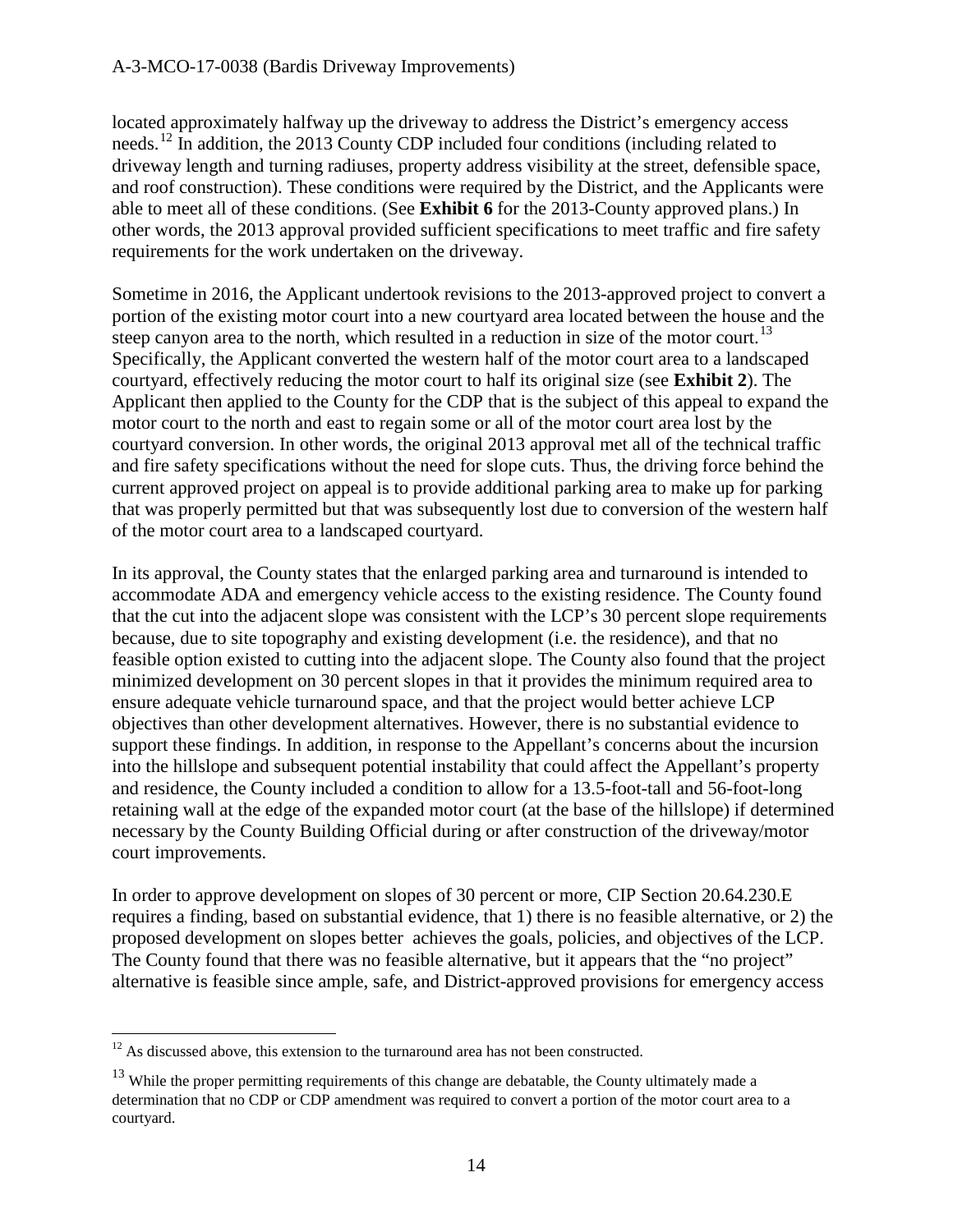located approximately halfway up the driveway to address the District's emergency access needs.[12] In addition, the 2013 County CDP included four conditions (including related to driveway length and turning radiuses, property address visibility at the street, defensible space, and roof construction). These conditions were required by the District, and the Applicants were able to meet all of these conditions. (See **Exhibit 6** for the 2013-County approved plans.) In other words, the 2013 approval provided sufficient specifications to meet traffic and fire safety requirements for the work undertaken on the driveway.

Sometime in 2016, the Applicant undertook revisions to the 2013-approved project to convert a portion of the existing motor court into a new courtyard area located between the house and the steep canyon area to the north, which resulted in a reduction in size of the motor court.[13] Specifically, the Applicant converted the western half of the motor court area to a landscaped courtyard, effectively reducing the motor court to half its original size (see **Exhibit 2**). The Applicant then applied to the County for the CDP that is the subject of this appeal to expand the motor court to the north and east to regain some or all of the motor court area lost by the courtyard conversion. In other words, the original 2013 approval met all of the technical traffic and fire safety specifications without the need for slope cuts. Thus, the driving force behind the current approved project on appeal is to provide additional parking area to make up for parking that was properly permitted but that was subsequently lost due to conversion of the western half of the motor court area to a landscaped courtyard.

In its approval, the County states that the enlarged parking area and turnaround is intended to accommodate ADA and emergency vehicle access to the existing residence. The County found that the cut into the adjacent slope was consistent with the LCP's 30 percent slope requirements because, due to site topography and existing development (i.e. the residence), and that no feasible option existed to cutting into the adjacent slope. The County also found that the project minimized development on 30 percent slopes in that it provides the minimum required area to ensure adequate vehicle turnaround space, and that the project would better achieve LCP objectives than other development alternatives. However, there is no substantial evidence to support these findings. In addition, in response to the Appellant's concerns about the incursion into the hillslope and subsequent potential instability that could affect the Appellant's property and residence, the County included a condition to allow for a 13.5-foot-tall and 56-foot-long retaining wall at the edge of the expanded motor court (at the base of the hillslope) if determined necessary by the County Building Official during or after construction of the driveway/motor court improvements.

In order to approve development on slopes of 30 percent or more, CIP Section 20.64.230.E requires a finding, based on substantial evidence, that 1) there is no feasible alternative, or 2) the proposed development on slopes better achieves the goals, policies, and objectives of the LCP. The County found that there was no feasible alternative, but it appears that the "no project" alternative is feasible since ample, safe, and District-approved provisions for emergency access

---

[12] As discussed above, this extension to the turnaround area has not been constructed.

[13] While the proper permitting requirements of this change are debatable, the County ultimately made a determination that no CDP or CDP amendment was required to convert a portion of the motor court area to a courtyard.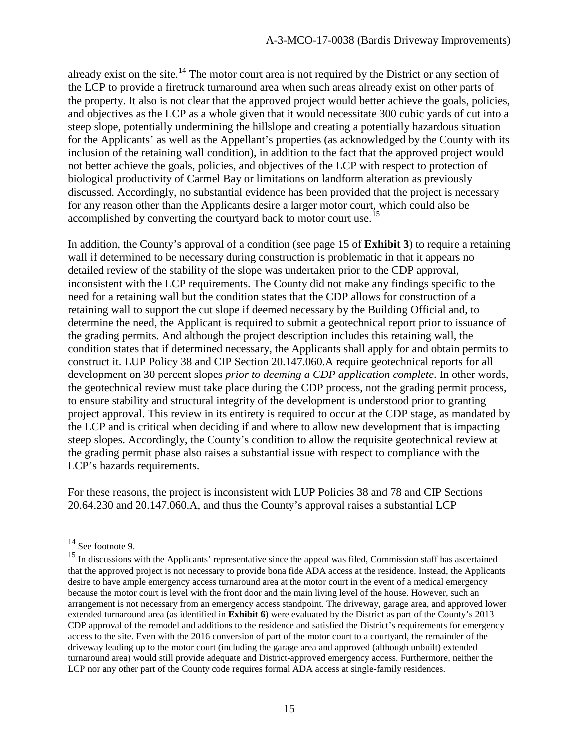already exist on the site.[14] The motor court area is not required by the District or any section of the LCP to provide a firetruck turnaround area when such areas already exist on other parts of the property. It also is not clear that the approved project would better achieve the goals, policies, and objectives as the LCP as a whole given that it would necessitate 300 cubic yards of cut into a steep slope, potentially undermining the hillslope and creating a potentially hazardous situation for the Applicants' as well as the Appellant's properties (as acknowledged by the County with its inclusion of the retaining wall condition), in addition to the fact that the approved project would not better achieve the goals, policies, and objectives of the LCP with respect to protection of biological productivity of Carmel Bay or limitations on landform alteration as previously discussed. Accordingly, no substantial evidence has been provided that the project is necessary for any reason other than the Applicants desire a larger motor court, which could also be accomplished by converting the courtyard back to motor court use.[15]

In addition, the County's approval of a condition (see page 15 of **Exhibit 3**) to require a retaining wall if determined to be necessary during construction is problematic in that it appears no detailed review of the stability of the slope was undertaken prior to the CDP approval, inconsistent with the LCP requirements. The County did not make any findings specific to the need for a retaining wall but the condition states that the CDP allows for construction of a retaining wall to support the cut slope if deemed necessary by the Building Official and, to determine the need, the Applicant is required to submit a geotechnical report prior to issuance of the grading permits. And although the project description includes this retaining wall, the condition states that if determined necessary, the Applicants shall apply for and obtain permits to construct it. LUP Policy 38 and CIP Section 20.147.060.A require geotechnical reports for all development on 30 percent slopes *prior to deeming a CDP application complete*. In other words, the geotechnical review must take place during the CDP process, not the grading permit process, to ensure stability and structural integrity of the development is understood prior to granting project approval. This review in its entirety is required to occur at the CDP stage, as mandated by the LCP and is critical when deciding if and where to allow new development that is impacting steep slopes. Accordingly, the County's condition to allow the requisite geotechnical review at the grading permit phase also raises a substantial issue with respect to compliance with the LCP's hazards requirements.

For these reasons, the project is inconsistent with LUP Policies 38 and 78 and CIP Sections 20.64.230 and 20.147.060.A, and thus the County's approval raises a substantial LCP

---

[14] See footnote 9.

[15] In discussions with the Applicants' representative since the appeal was filed, Commission staff has ascertained that the approved project is not necessary to provide bona fide ADA access at the residence. Instead, the Applicants desire to have ample emergency access turnaround area at the motor court in the event of a medical emergency because the motor court is level with the front door and the main living level of the house. However, such an arrangement is not necessary from an emergency access standpoint. The driveway, garage area, and approved lower extended turnaround area (as identified in **Exhibit 6**) were evaluated by the District as part of the County's 2013 CDP approval of the remodel and additions to the residence and satisfied the District's requirements for emergency access to the site. Even with the 2016 conversion of part of the motor court to a courtyard, the remainder of the driveway leading up to the motor court (including the garage area and approved (although unbuilt) extended turnaround area) would still provide adequate and District-approved emergency access. Furthermore, neither the LCP nor any other part of the County code requires formal ADA access at single-family residences.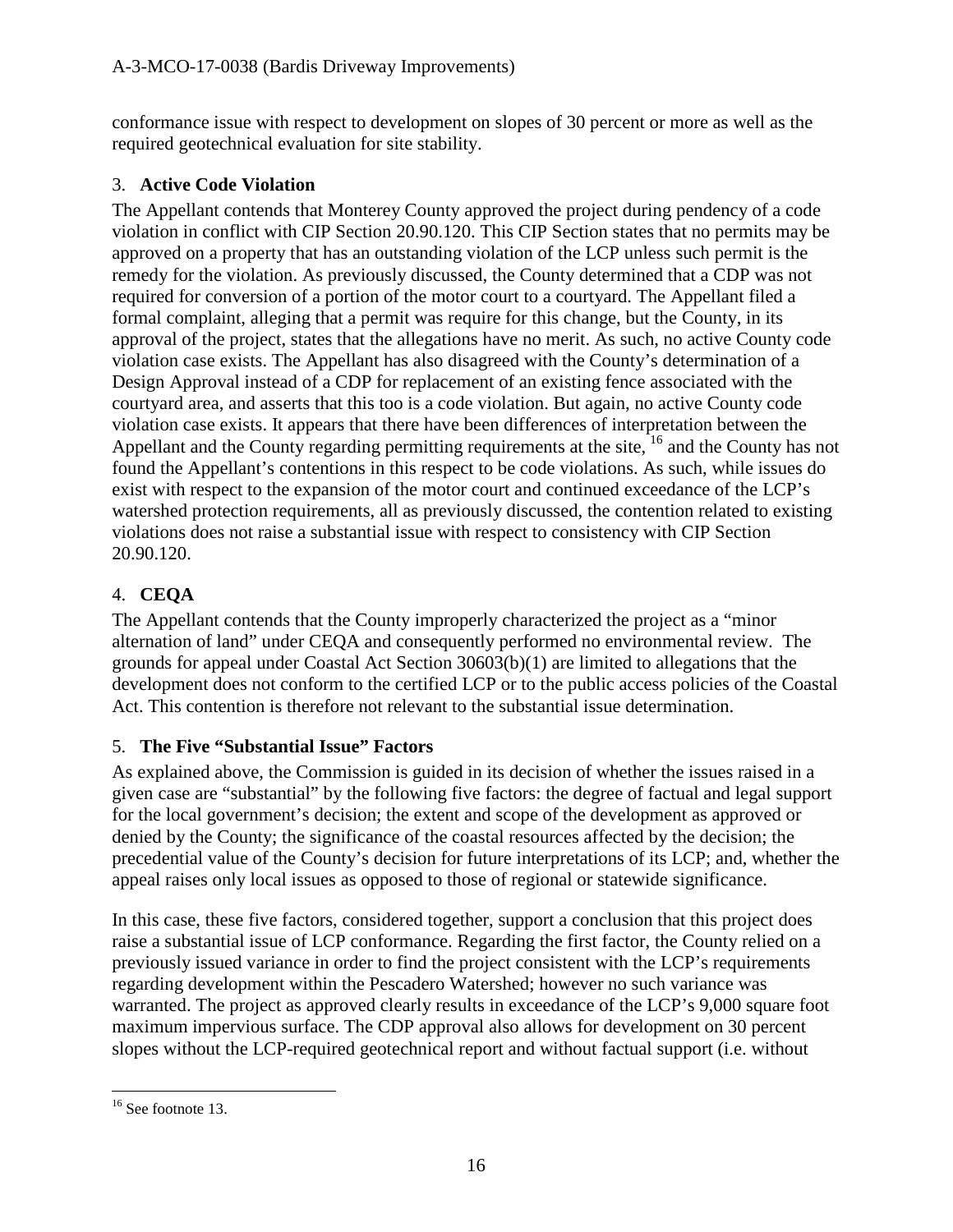conformance issue with respect to development on slopes of 30 percent or more as well as the required geotechnical evaluation for site stability.

### 3. **Active Code Violation**

The Appellant contends that Monterey County approved the project during pendency of a code violation in conflict with CIP Section 20.90.120. This CIP Section states that no permits may be approved on a property that has an outstanding violation of the LCP unless such permit is the remedy for the violation. As previously discussed, the County determined that a CDP was not required for conversion of a portion of the motor court to a courtyard. The Appellant filed a formal complaint, alleging that a permit was require for this change, but the County, in its approval of the project, states that the allegations have no merit. As such, no active County code violation case exists. The Appellant has also disagreed with the County's determination of a Design Approval instead of a CDP for replacement of an existing fence associated with the courtyard area, and asserts that this too is a code violation. But again, no active County code violation case exists. It appears that there have been differences of interpretation between the Appellant and the County regarding permitting requirements at the site, [16] and the County has not found the Appellant's contentions in this respect to be code violations. As such, while issues do exist with respect to the expansion of the motor court and continued exceedance of the LCP's watershed protection requirements, all as previously discussed, the contention related to existing violations does not raise a substantial issue with respect to consistency with CIP Section 20.90.120.

### 4. **CEQA**

The Appellant contends that the County improperly characterized the project as a "minor alternation of land" under CEQA and consequently performed no environmental review. The grounds for appeal under Coastal Act Section 30603(b)(1) are limited to allegations that the development does not conform to the certified LCP or to the public access policies of the Coastal Act. This contention is therefore not relevant to the substantial issue determination.

### 5. **The Five "Substantial Issue" Factors**

As explained above, the Commission is guided in its decision of whether the issues raised in a given case are "substantial" by the following five factors: the degree of factual and legal support for the local government's decision; the extent and scope of the development as approved or denied by the County; the significance of the coastal resources affected by the decision; the precedential value of the County's decision for future interpretations of its LCP; and, whether the appeal raises only local issues as opposed to those of regional or statewide significance.

In this case, these five factors, considered together, support a conclusion that this project does raise a substantial issue of LCP conformance. Regarding the first factor, the County relied on a previously issued variance in order to find the project consistent with the LCP's requirements regarding development within the Pescadero Watershed; however no such variance was warranted. The project as approved clearly results in exceedance of the LCP's 9,000 square foot maximum impervious surface. The CDP approval also allows for development on 30 percent slopes without the LCP-required geotechnical report and without factual support (i.e. without

---

[16] See footnote 13.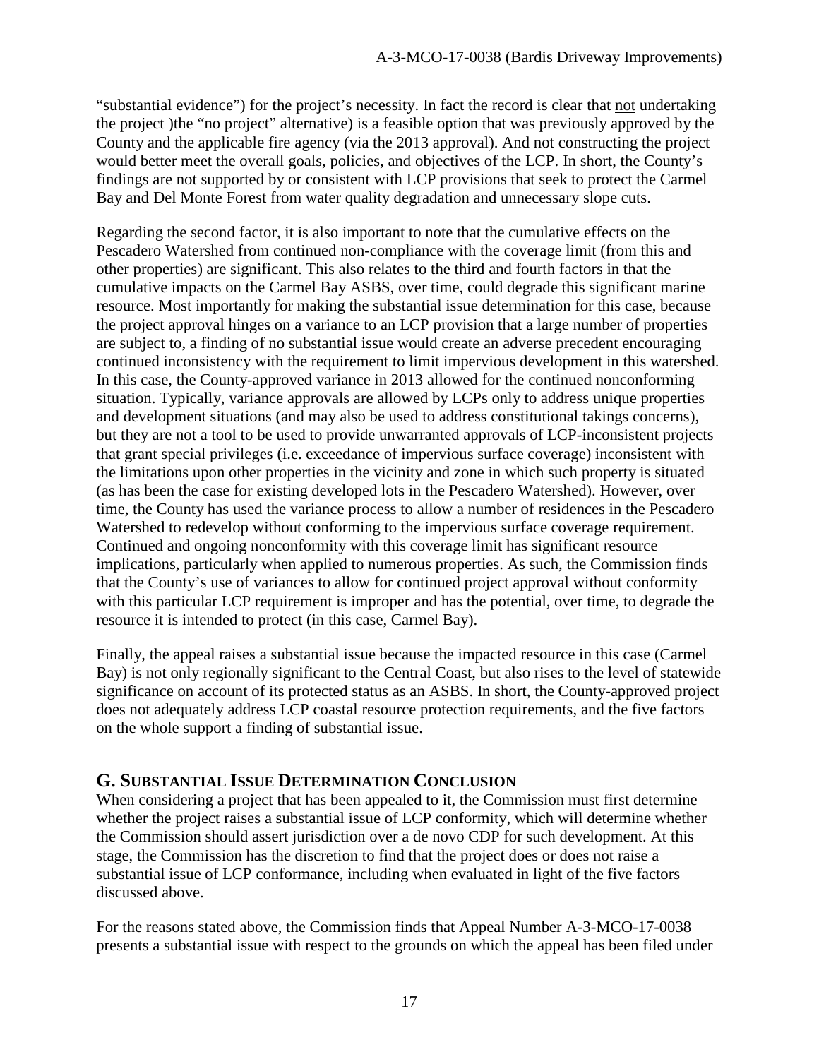"substantial evidence") for the project's necessity. In fact the record is clear that not undertaking the project )the "no project" alternative) is a feasible option that was previously approved by the County and the applicable fire agency (via the 2013 approval). And not constructing the project would better meet the overall goals, policies, and objectives of the LCP. In short, the County's findings are not supported by or consistent with LCP provisions that seek to protect the Carmel Bay and Del Monte Forest from water quality degradation and unnecessary slope cuts.

Regarding the second factor, it is also important to note that the cumulative effects on the Pescadero Watershed from continued non-compliance with the coverage limit (from this and other properties) are significant. This also relates to the third and fourth factors in that the cumulative impacts on the Carmel Bay ASBS, over time, could degrade this significant marine resource. Most importantly for making the substantial issue determination for this case, because the project approval hinges on a variance to an LCP provision that a large number of properties are subject to, a finding of no substantial issue would create an adverse precedent encouraging continued inconsistency with the requirement to limit impervious development in this watershed. In this case, the County-approved variance in 2013 allowed for the continued nonconforming situation. Typically, variance approvals are allowed by LCPs only to address unique properties and development situations (and may also be used to address constitutional takings concerns), but they are not a tool to be used to provide unwarranted approvals of LCP-inconsistent projects that grant special privileges (i.e. exceedance of impervious surface coverage) inconsistent with the limitations upon other properties in the vicinity and zone in which such property is situated (as has been the case for existing developed lots in the Pescadero Watershed). However, over time, the County has used the variance process to allow a number of residences in the Pescadero Watershed to redevelop without conforming to the impervious surface coverage requirement. Continued and ongoing nonconformity with this coverage limit has significant resource implications, particularly when applied to numerous properties. As such, the Commission finds that the County's use of variances to allow for continued project approval without conformity with this particular LCP requirement is improper and has the potential, over time, to degrade the resource it is intended to protect (in this case, Carmel Bay).

Finally, the appeal raises a substantial issue because the impacted resource in this case (Carmel Bay) is not only regionally significant to the Central Coast, but also rises to the level of statewide significance on account of its protected status as an ASBS. In short, the County-approved project does not adequately address LCP coastal resource protection requirements, and the five factors on the whole support a finding of substantial issue.

## G. Substantial Issue Determination Conclusion

When considering a project that has been appealed to it, the Commission must first determine whether the project raises a substantial issue of LCP conformity, which will determine whether the Commission should assert jurisdiction over a de novo CDP for such development. At this stage, the Commission has the discretion to find that the project does or does not raise a substantial issue of LCP conformance, including when evaluated in light of the five factors discussed above.

For the reasons stated above, the Commission finds that Appeal Number A-3-MCO-17-0038 presents a substantial issue with respect to the grounds on which the appeal has been filed under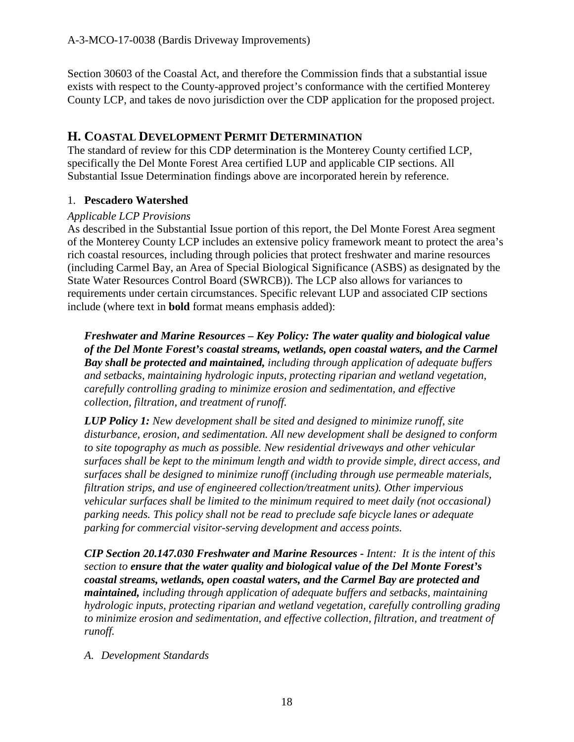Section 30603 of the Coastal Act, and therefore the Commission finds that a substantial issue exists with respect to the County-approved project's conformance with the certified Monterey County LCP, and takes de novo jurisdiction over the CDP application for the proposed project.

## H. Coastal Development Permit Determination

The standard of review for this CDP determination is the Monterey County certified LCP, specifically the Del Monte Forest Area certified LUP and applicable CIP sections. All Substantial Issue Determination findings above are incorporated herein by reference.

### 1. **Pescadero Watershed**

*Applicable LCP Provisions*

As described in the Substantial Issue portion of this report, the Del Monte Forest Area segment of the Monterey County LCP includes an extensive policy framework meant to protect the area's rich coastal resources, including through policies that protect freshwater and marine resources (including Carmel Bay, an Area of Special Biological Significance (ASBS) as designated by the State Water Resources Control Board (SWRCB)). The LCP also allows for variances to requirements under certain circumstances. Specific relevant LUP and associated CIP sections include (where text in **bold** format means emphasis added):

> ***Freshwater and Marine Resources – Key Policy: The water quality and biological value of the Del Monte Forest's coastal streams, wetlands, open coastal waters, and the Carmel Bay shall be protected and maintained,*** *including through application of adequate buffers and setbacks, maintaining hydrologic inputs, protecting riparian and wetland vegetation, carefully controlling grading to minimize erosion and sedimentation, and effective collection, filtration, and treatment of runoff.*
>
> ***LUP Policy 1:*** *New development shall be sited and designed to minimize runoff, site disturbance, erosion, and sedimentation. All new development shall be designed to conform to site topography as much as possible. New residential driveways and other vehicular surfaces shall be kept to the minimum length and width to provide simple, direct access, and surfaces shall be designed to minimize runoff (including through use permeable materials, filtration strips, and use of engineered collection/treatment units). Other impervious vehicular surfaces shall be limited to the minimum required to meet daily (not occasional) parking needs. This policy shall not be read to preclude safe bicycle lanes or adequate parking for commercial visitor-serving development and access points.*
>
> ***CIP Section 20.147.030 Freshwater and Marine Resources -*** *Intent: It is the intent of this section to* ***ensure that the water quality and biological value of the Del Monte Forest's coastal streams, wetlands, open coastal waters, and the Carmel Bay are protected and maintained,*** *including through application of adequate buffers and setbacks, maintaining hydrologic inputs, protecting riparian and wetland vegetation, carefully controlling grading to minimize erosion and sedimentation, and effective collection, filtration, and treatment of runoff.*
>
> *A. Development Standards*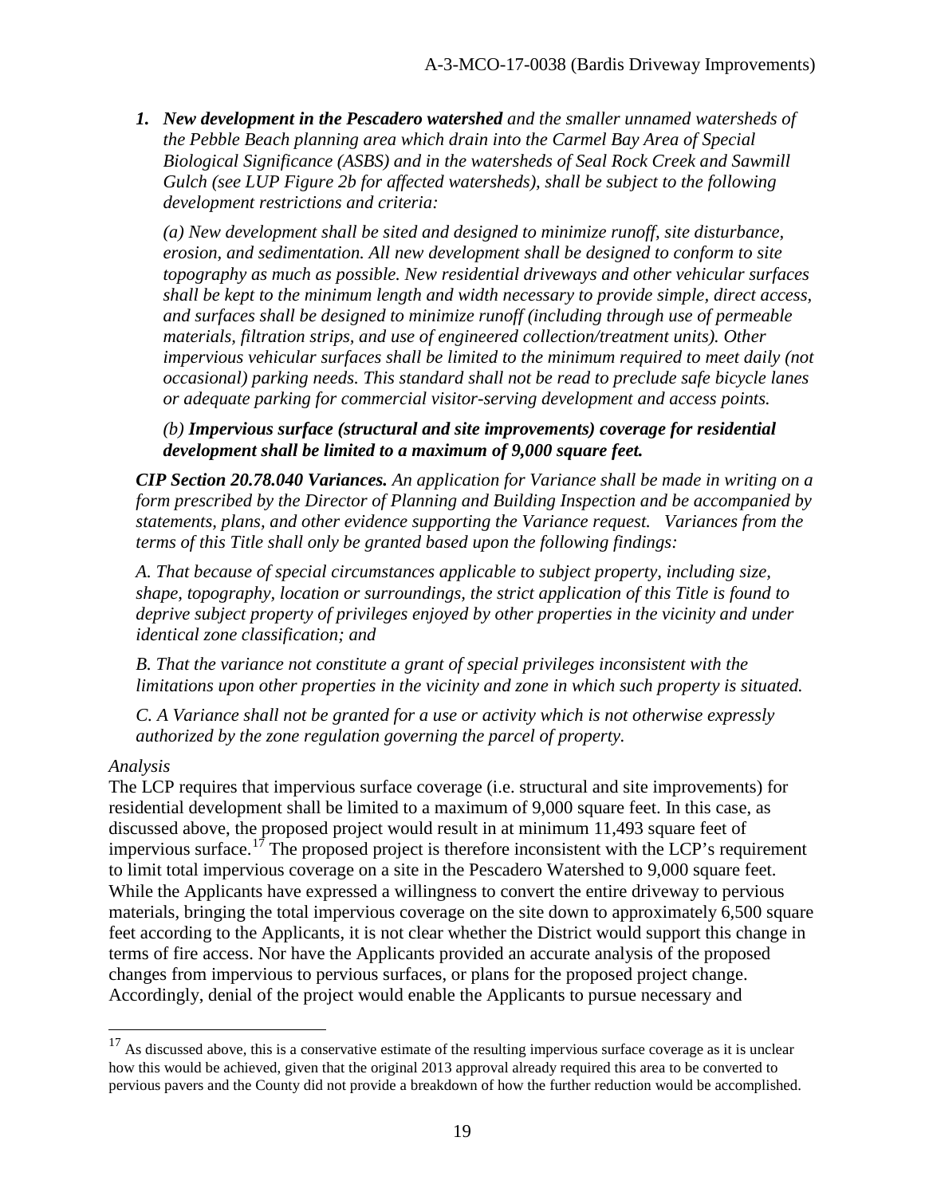***1. New development in the Pescadero watershed** and the smaller unnamed watersheds of the Pebble Beach planning area which drain into the Carmel Bay Area of Special Biological Significance (ASBS) and in the watersheds of Seal Rock Creek and Sawmill Gulch (see LUP Figure 2b for affected watersheds), shall be subject to the following development restrictions and criteria:*

*(a) New development shall be sited and designed to minimize runoff, site disturbance, erosion, and sedimentation. All new development shall be designed to conform to site topography as much as possible. New residential driveways and other vehicular surfaces shall be kept to the minimum length and width necessary to provide simple, direct access, and surfaces shall be designed to minimize runoff (including through use of permeable materials, filtration strips, and use of engineered collection/treatment units). Other impervious vehicular surfaces shall be limited to the minimum required to meet daily (not occasional) parking needs. This standard shall not be read to preclude safe bicycle lanes or adequate parking for commercial visitor-serving development and access points.*

*(b) **Impervious surface (structural and site improvements) coverage for residential development shall be limited to a maximum of 9,000 square feet.***

***CIP Section 20.78.040 Variances.** An application for Variance shall be made in writing on a form prescribed by the Director of Planning and Building Inspection and be accompanied by statements, plans, and other evidence supporting the Variance request. Variances from the terms of this Title shall only be granted based upon the following findings:*

*A. That because of special circumstances applicable to subject property, including size, shape, topography, location or surroundings, the strict application of this Title is found to deprive subject property of privileges enjoyed by other properties in the vicinity and under identical zone classification; and*

*B. That the variance not constitute a grant of special privileges inconsistent with the limitations upon other properties in the vicinity and zone in which such property is situated.*

*C. A Variance shall not be granted for a use or activity which is not otherwise expressly authorized by the zone regulation governing the parcel of property.*

*Analysis*

The LCP requires that impervious surface coverage (i.e. structural and site improvements) for residential development shall be limited to a maximum of 9,000 square feet. In this case, as discussed above, the proposed project would result in at minimum 11,493 square feet of impervious surface.[17] The proposed project is therefore inconsistent with the LCP's requirement to limit total impervious coverage on a site in the Pescadero Watershed to 9,000 square feet. While the Applicants have expressed a willingness to convert the entire driveway to pervious materials, bringing the total impervious coverage on the site down to approximately 6,500 square feet according to the Applicants, it is not clear whether the District would support this change in terms of fire access. Nor have the Applicants provided an accurate analysis of the proposed changes from impervious to pervious surfaces, or plans for the proposed project change. Accordingly, denial of the project would enable the Applicants to pursue necessary and

[17] As discussed above, this is a conservative estimate of the resulting impervious surface coverage as it is unclear how this would be achieved, given that the original 2013 approval already required this area to be converted to pervious pavers and the County did not provide a breakdown of how the further reduction would be accomplished.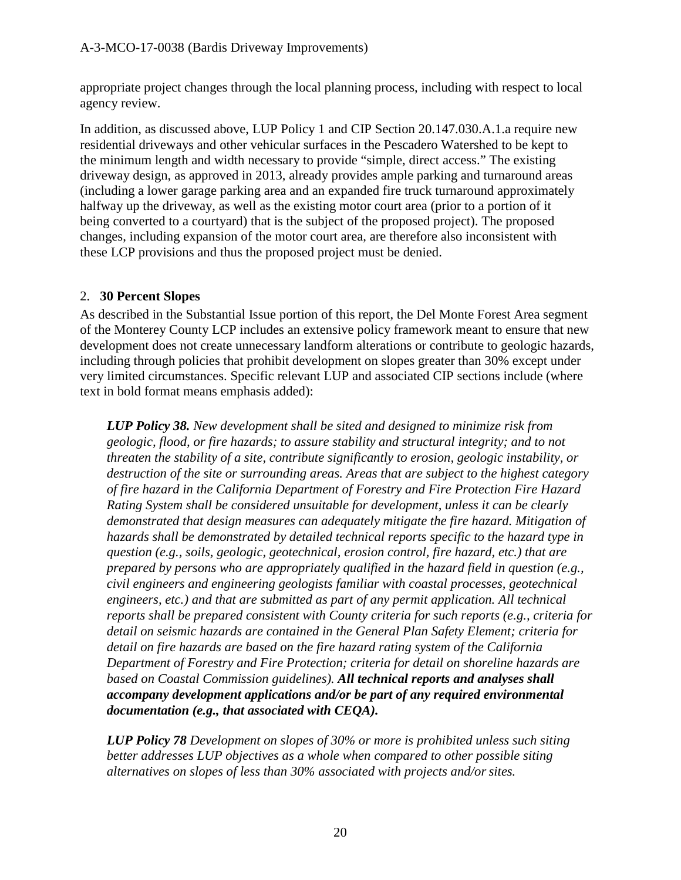appropriate project changes through the local planning process, including with respect to local agency review.

In addition, as discussed above, LUP Policy 1 and CIP Section 20.147.030.A.1.a require new residential driveways and other vehicular surfaces in the Pescadero Watershed to be kept to the minimum length and width necessary to provide "simple, direct access." The existing driveway design, as approved in 2013, already provides ample parking and turnaround areas (including a lower garage parking area and an expanded fire truck turnaround approximately halfway up the driveway, as well as the existing motor court area (prior to a portion of it being converted to a courtyard) that is the subject of the proposed project). The proposed changes, including expansion of the motor court area, are therefore also inconsistent with these LCP provisions and thus the proposed project must be denied.

## 2. **30 Percent Slopes**

As described in the Substantial Issue portion of this report, the Del Monte Forest Area segment of the Monterey County LCP includes an extensive policy framework meant to ensure that new development does not create unnecessary landform alterations or contribute to geologic hazards, including through policies that prohibit development on slopes greater than 30% except under very limited circumstances. Specific relevant LUP and associated CIP sections include (where text in bold format means emphasis added):

> ***LUP Policy 38.*** *New development shall be sited and designed to minimize risk from geologic, flood, or fire hazards; to assure stability and structural integrity; and to not threaten the stability of a site, contribute significantly to erosion, geologic instability, or destruction of the site or surrounding areas. Areas that are subject to the highest category of fire hazard in the California Department of Forestry and Fire Protection Fire Hazard Rating System shall be considered unsuitable for development, unless it can be clearly demonstrated that design measures can adequately mitigate the fire hazard. Mitigation of hazards shall be demonstrated by detailed technical reports specific to the hazard type in question (e.g., soils, geologic, geotechnical, erosion control, fire hazard, etc.) that are prepared by persons who are appropriately qualified in the hazard field in question (e.g., civil engineers and engineering geologists familiar with coastal processes, geotechnical engineers, etc.) and that are submitted as part of any permit application. All technical reports shall be prepared consistent with County criteria for such reports (e.g., criteria for detail on seismic hazards are contained in the General Plan Safety Element; criteria for detail on fire hazards are based on the fire hazard rating system of the California Department of Forestry and Fire Protection; criteria for detail on shoreline hazards are based on Coastal Commission guidelines).* ***All technical reports and analyses shall accompany development applications and/or be part of any required environmental documentation (e.g., that associated with CEQA).***

> ***LUP Policy 78*** *Development on slopes of 30% or more is prohibited unless such siting better addresses LUP objectives as a whole when compared to other possible siting alternatives on slopes of less than 30% associated with projects and/or sites.*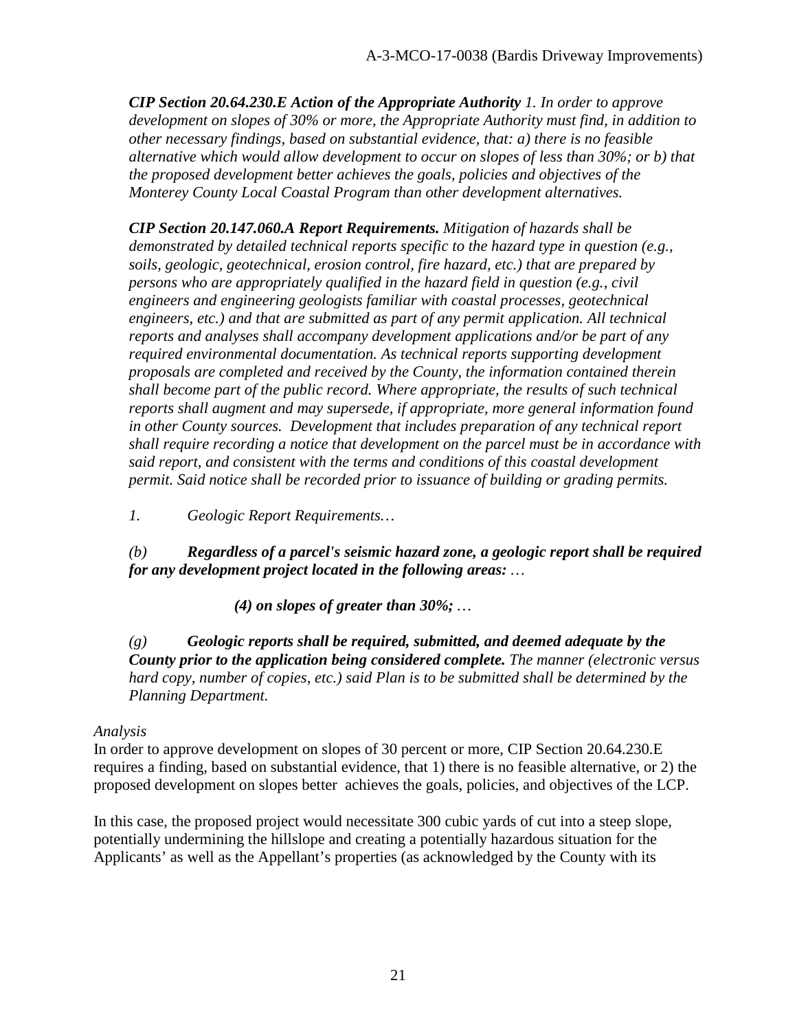***CIP Section 20.64.230.E Action of the Appropriate Authority*** *1. In order to approve development on slopes of 30% or more, the Appropriate Authority must find, in addition to other necessary findings, based on substantial evidence, that: a) there is no feasible alternative which would allow development to occur on slopes of less than 30%; or b) that the proposed development better achieves the goals, policies and objectives of the Monterey County Local Coastal Program than other development alternatives.*

***CIP Section 20.147.060.A Report Requirements.*** *Mitigation of hazards shall be demonstrated by detailed technical reports specific to the hazard type in question (e.g., soils, geologic, geotechnical, erosion control, fire hazard, etc.) that are prepared by persons who are appropriately qualified in the hazard field in question (e.g., civil engineers and engineering geologists familiar with coastal processes, geotechnical engineers, etc.) and that are submitted as part of any permit application. All technical reports and analyses shall accompany development applications and/or be part of any required environmental documentation. As technical reports supporting development proposals are completed and received by the County, the information contained therein shall become part of the public record. Where appropriate, the results of such technical reports shall augment and may supersede, if appropriate, more general information found in other County sources. Development that includes preparation of any technical report shall require recording a notice that development on the parcel must be in accordance with said report, and consistent with the terms and conditions of this coastal development permit. Said notice shall be recorded prior to issuance of building or grading permits.*

*1. Geologic Report Requirements…*

*(b)* ***Regardless of a parcel's seismic hazard zone, a geologic report shall be required for any development project located in the following areas:*** *…*

***(4) on slopes of greater than 30%;*** *…*

*(g)* ***Geologic reports shall be required, submitted, and deemed adequate by the County prior to the application being considered complete.*** *The manner (electronic versus hard copy, number of copies, etc.) said Plan is to be submitted shall be determined by the Planning Department.*

*Analysis*

In order to approve development on slopes of 30 percent or more, CIP Section 20.64.230.E requires a finding, based on substantial evidence, that 1) there is no feasible alternative, or 2) the proposed development on slopes better achieves the goals, policies, and objectives of the LCP.

In this case, the proposed project would necessitate 300 cubic yards of cut into a steep slope, potentially undermining the hillslope and creating a potentially hazardous situation for the Applicants' as well as the Appellant's properties (as acknowledged by the County with its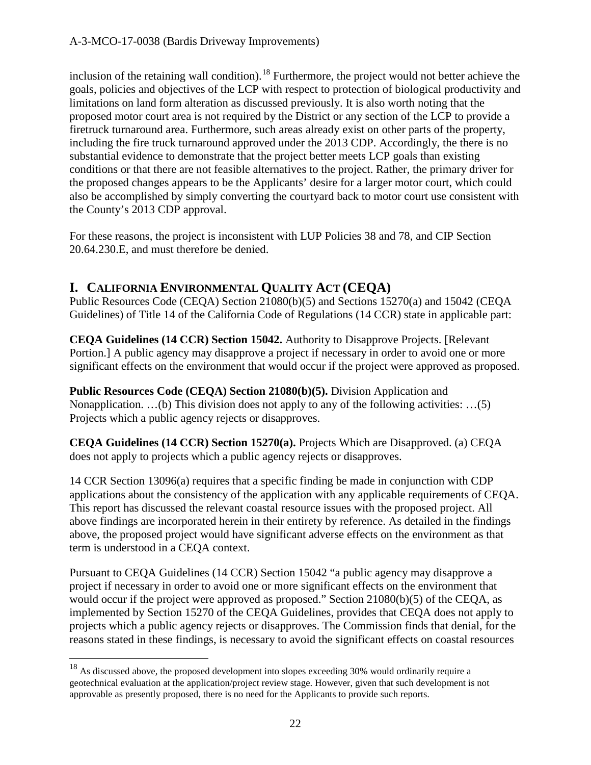inclusion of the retaining wall condition).[18] Furthermore, the project would not better achieve the goals, policies and objectives of the LCP with respect to protection of biological productivity and limitations on land form alteration as discussed previously. It is also worth noting that the proposed motor court area is not required by the District or any section of the LCP to provide a firetruck turnaround area. Furthermore, such areas already exist on other parts of the property, including the fire truck turnaround approved under the 2013 CDP. Accordingly, the there is no substantial evidence to demonstrate that the project better meets LCP goals than existing conditions or that there are not feasible alternatives to the project. Rather, the primary driver for the proposed changes appears to be the Applicants' desire for a larger motor court, which could also be accomplished by simply converting the courtyard back to motor court use consistent with the County's 2013 CDP approval.

For these reasons, the project is inconsistent with LUP Policies 38 and 78, and CIP Section 20.64.230.E, and must therefore be denied.

## I. CALIFORNIA ENVIRONMENTAL QUALITY ACT (CEQA)

Public Resources Code (CEQA) Section 21080(b)(5) and Sections 15270(a) and 15042 (CEQA Guidelines) of Title 14 of the California Code of Regulations (14 CCR) state in applicable part:

**CEQA Guidelines (14 CCR) Section 15042.** Authority to Disapprove Projects. [Relevant Portion.] A public agency may disapprove a project if necessary in order to avoid one or more significant effects on the environment that would occur if the project were approved as proposed.

**Public Resources Code (CEQA) Section 21080(b)(5).** Division Application and Nonapplication. …(b) This division does not apply to any of the following activities: …(5) Projects which a public agency rejects or disapproves.

**CEQA Guidelines (14 CCR) Section 15270(a).** Projects Which are Disapproved. (a) CEQA does not apply to projects which a public agency rejects or disapproves.

14 CCR Section 13096(a) requires that a specific finding be made in conjunction with CDP applications about the consistency of the application with any applicable requirements of CEQA. This report has discussed the relevant coastal resource issues with the proposed project. All above findings are incorporated herein in their entirety by reference. As detailed in the findings above, the proposed project would have significant adverse effects on the environment as that term is understood in a CEQA context.

Pursuant to CEQA Guidelines (14 CCR) Section 15042 "a public agency may disapprove a project if necessary in order to avoid one or more significant effects on the environment that would occur if the project were approved as proposed." Section 21080(b)(5) of the CEQA, as implemented by Section 15270 of the CEQA Guidelines, provides that CEQA does not apply to projects which a public agency rejects or disapproves. The Commission finds that denial, for the reasons stated in these findings, is necessary to avoid the significant effects on coastal resources

[18] As discussed above, the proposed development into slopes exceeding 30% would ordinarily require a geotechnical evaluation at the application/project review stage. However, given that such development is not approvable as presently proposed, there is no need for the Applicants to provide such reports.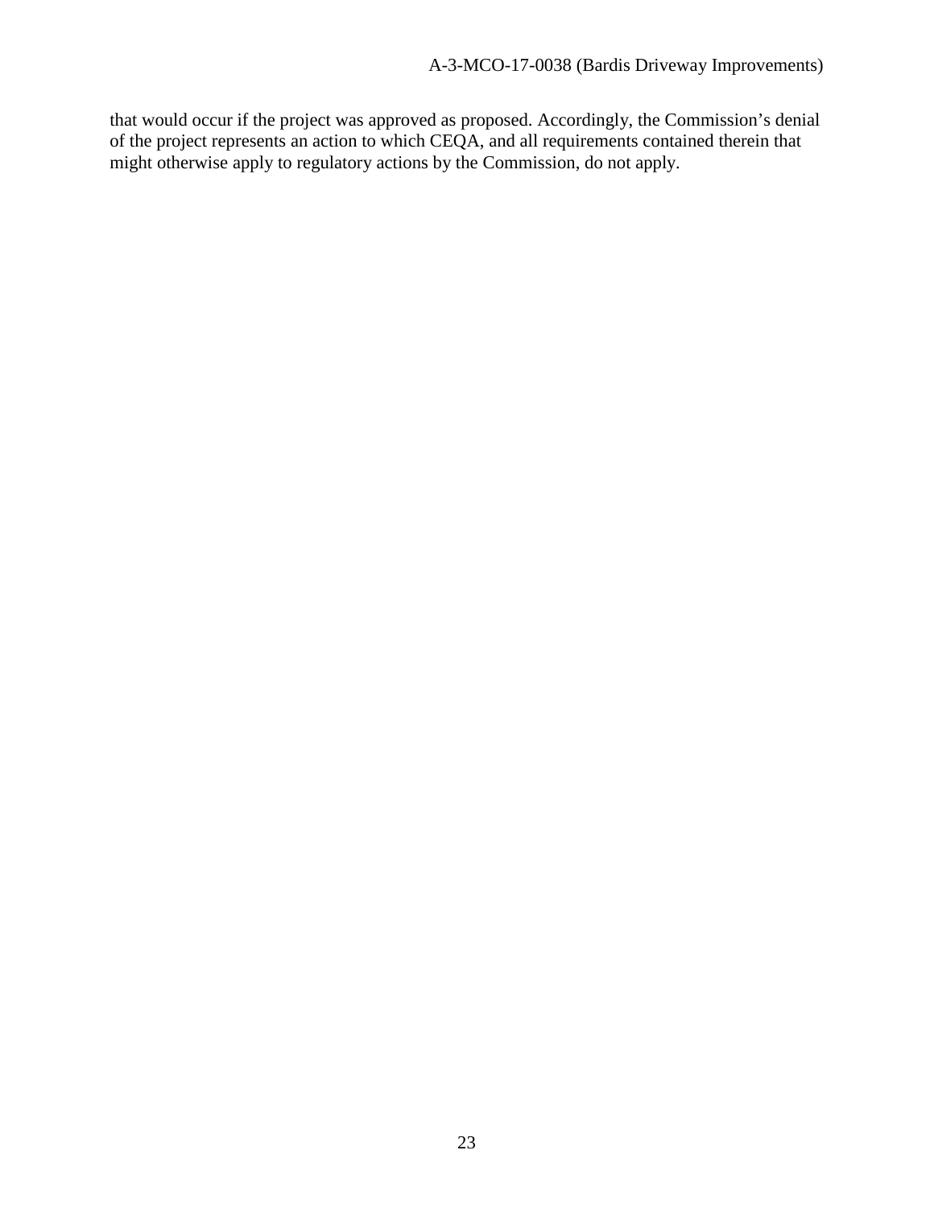that would occur if the project was approved as proposed. Accordingly, the Commission's denial of the project represents an action to which CEQA, and all requirements contained therein that might otherwise apply to regulatory actions by the Commission, do not apply.